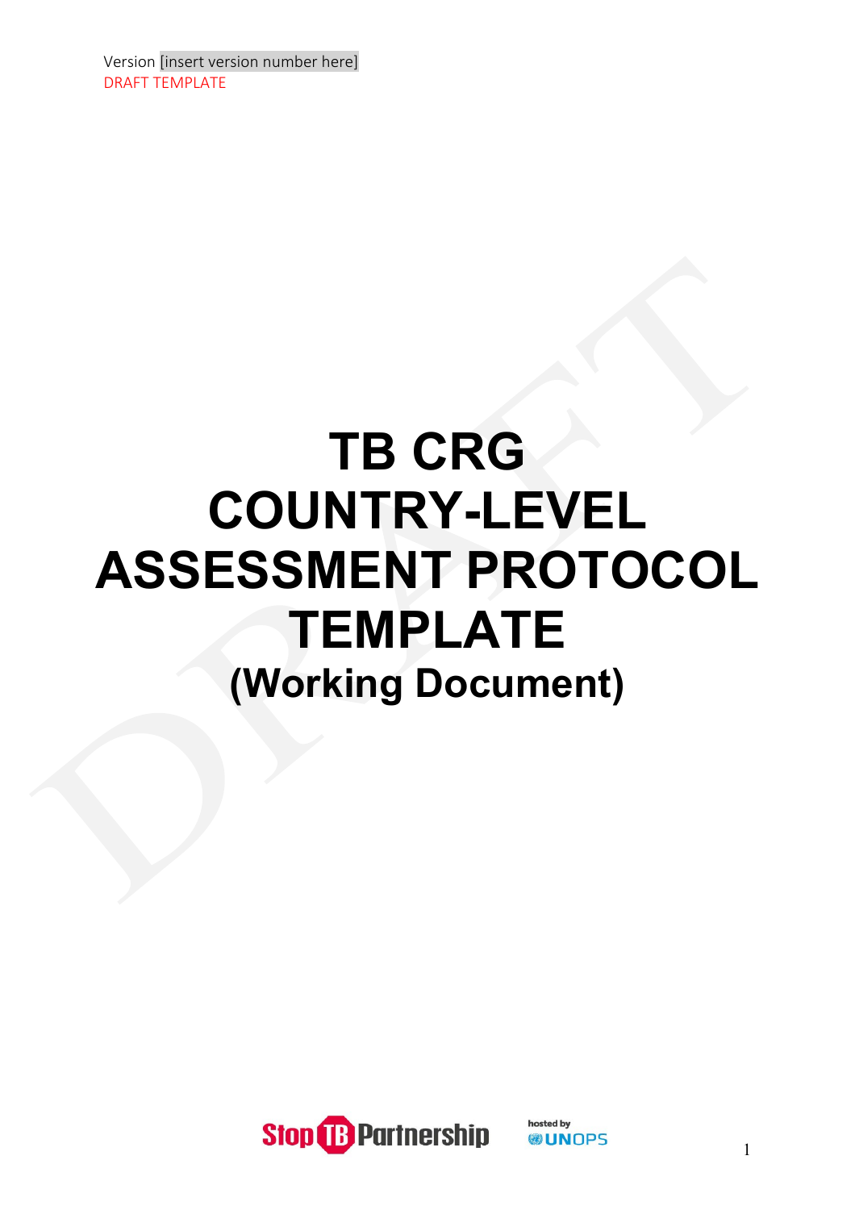Version [insert version number here]
DRAFT TEMPLATE

# TB CRG COUNTRY-LEVEL ASSESSMENT PROTOCOL TEMPLATE

## (Working Document)

Stop TB Partnership hosted by UNOPS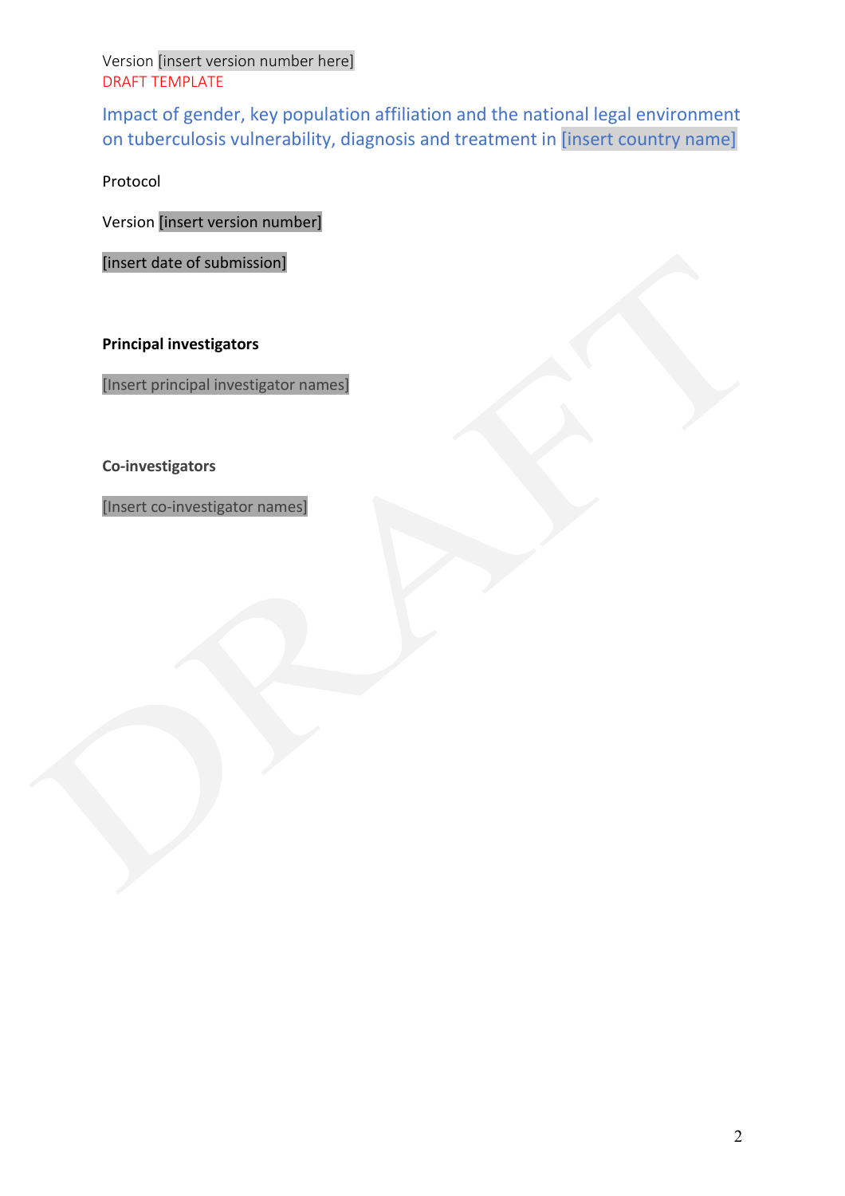Version [insert version number here]
DRAFT TEMPLATE

# Impact of gender, key population affiliation and the national legal environment on tuberculosis vulnerability, diagnosis and treatment in [insert country name]

Protocol

Version [insert version number]

[insert date of submission]

**Principal investigators**

[Insert principal investigator names]

**Co-investigators**

[Insert co-investigator names]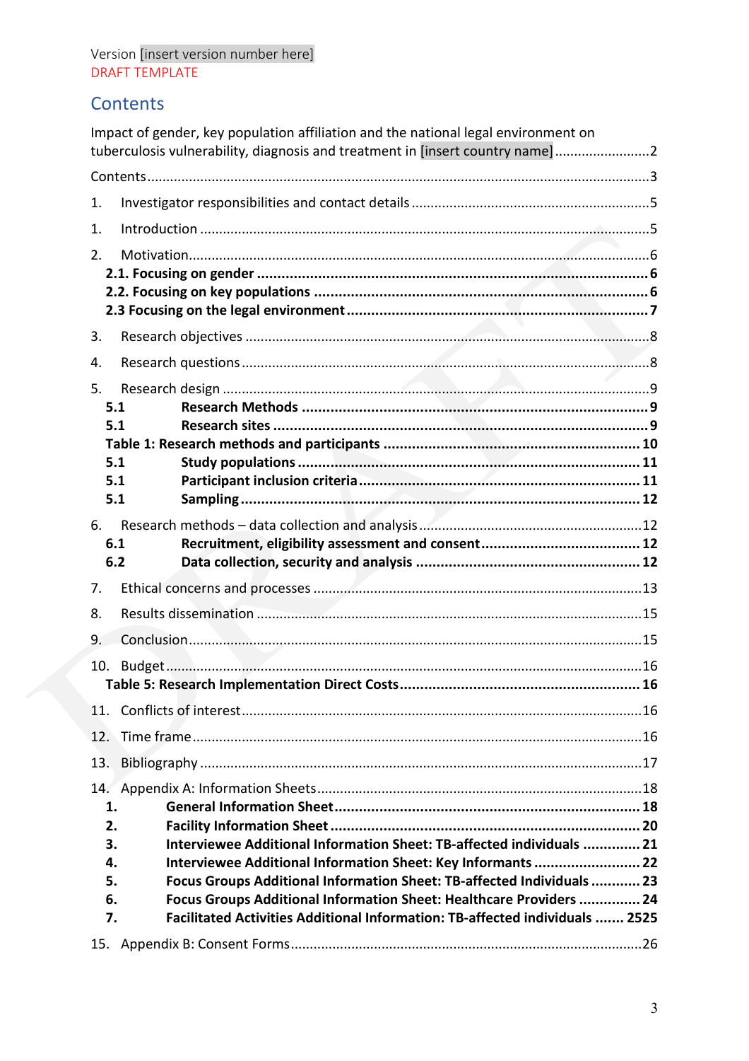Version [insert version number here]
DRAFT TEMPLATE

## Contents

Impact of gender, key population affiliation and the national legal environment on tuberculosis vulnerability, diagnosis and treatment in [insert country name] ........................2

Contents ..........................................................................................................3

1. Investigator responsibilities and contact details ..............................................5

1. Introduction ..................................................................................................5

2. Motivation ......................................................................................................6
   - **2.1. Focusing on gender ..................................................................................6**
   - **2.2. Focusing on key populations ....................................................................6**
   - **2.3 Focusing on the legal environment ...........................................................7**

3. Research objectives ........................................................................................8

4. Research questions ..........................................................................................8

5. Research design ..............................................................................................9
   - **5.1 Research Methods ......................................................................................9**
   - **5.1 Research sites ............................................................................................9**
   - **Table 1: Research methods and participants ................................................10**
   - **5.1 Study populations .....................................................................................11**
   - **5.1 Participant inclusion criteria ....................................................................11**
   - **5.1 Sampling ..................................................................................................12**

6. Research methods – data collection and analysis ..............................................12
   - **6.1 Recruitment, eligibility assessment and consent ........................................12**
   - **6.2 Data collection, security and analysis .......................................................12**

7. Ethical concerns and processes .......................................................................13

8. Results dissemination ....................................................................................15

9. Conclusion ....................................................................................................15

10. Budget .........................................................................................................16
    - **Table 5: Research Implementation Direct Costs ..........................................16**

11. Conflicts of interest ......................................................................................16

12. Time frame ...................................................................................................16

13. Bibliography .................................................................................................17

14. Appendix A: Information Sheets .....................................................................18
    - **1. General Information Sheet ......................................................................18**
    - **2. Facility Information Sheet ........................................................................20**
    - **3. Interviewee Additional Information Sheet: TB-affected individuals ..............21**
    - **4. Interviewee Additional Information Sheet: Key Informants .........................22**
    - **5. Focus Groups Additional Information Sheet: TB-affected Individuals ............23**
    - **6. Focus Groups Additional Information Sheet: Healthcare Providers ...............24**
    - **7. Facilitated Activities Additional Information: TB-affected individuals .......2525**

15. Appendix B: Consent Forms ............................................................................26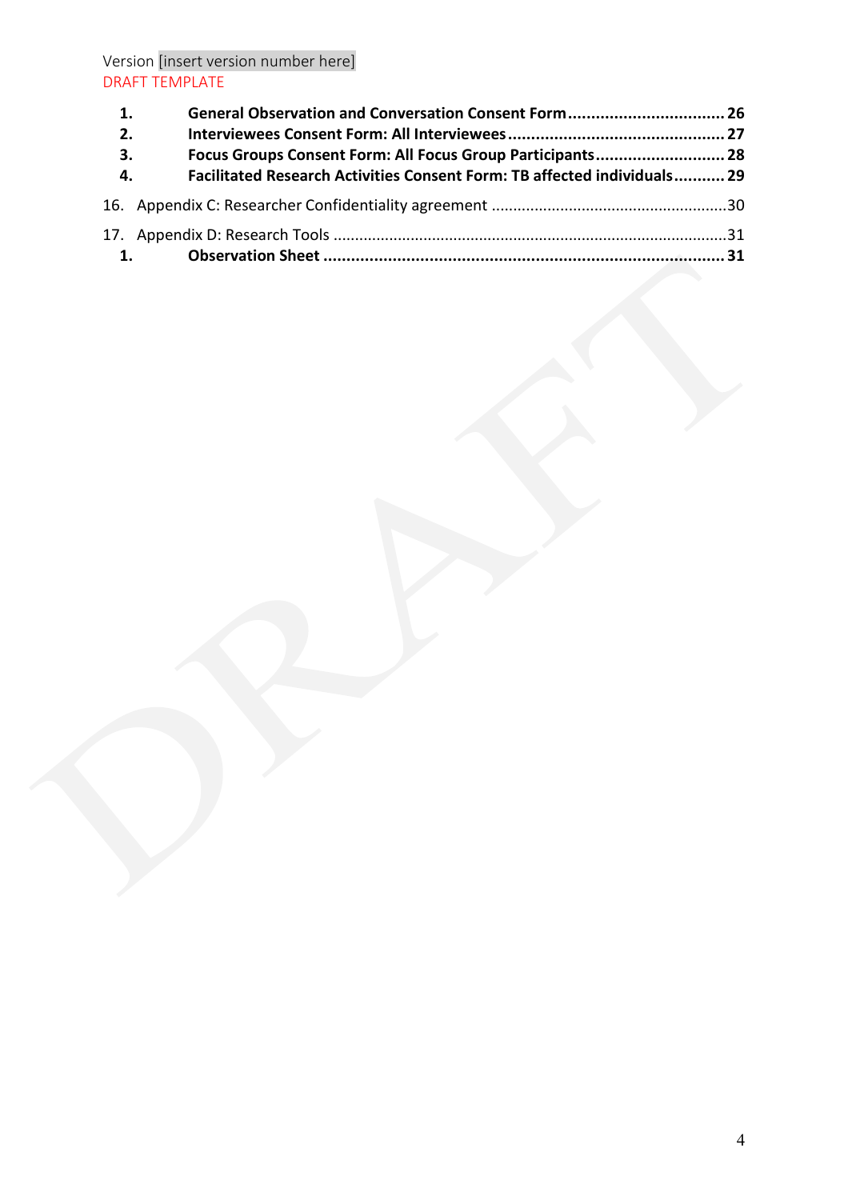1. **General Observation and Conversation Consent Form .................................. 26**
2. **Interviewees Consent Form: All Interviewees ............................................. 27**
3. **Focus Groups Consent Form: All Focus Group Participants ........................... 28**
4. **Facilitated Research Activities Consent Form: TB affected individuals ........... 29**

16. Appendix C: Researcher Confidentiality agreement .......................................................30

17. Appendix D: Research Tools ..........................................................................................31

1. **Observation Sheet ...................................................................................... 31**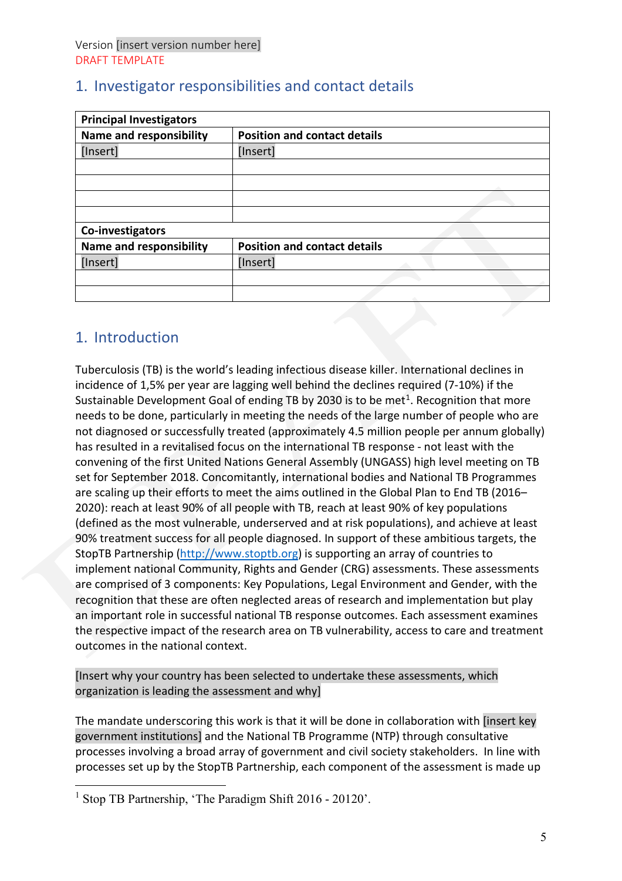Version [insert version number here]
DRAFT TEMPLATE

## 1. Investigator responsibilities and contact details

| **Principal Investigators** | |
|---|---|
| **Name and responsibility** | **Position and contact details** |
| [Insert] | [Insert] |
| | |
| | |
| | |
| | |
| **Co-investigators** | |
| **Name and responsibility** | **Position and contact details** |
| [Insert] | [Insert] |
| | |
| | |

## 1. Introduction

Tuberculosis (TB) is the world's leading infectious disease killer. International declines in incidence of 1,5% per year are lagging well behind the declines required (7-10%) if the Sustainable Development Goal of ending TB by 2030 is to be met[1]. Recognition that more needs to be done, particularly in meeting the needs of the large number of people who are not diagnosed or successfully treated (approximately 4.5 million people per annum globally) has resulted in a revitalised focus on the international TB response - not least with the convening of the first United Nations General Assembly (UNGASS) high level meeting on TB set for September 2018. Concomitantly, international bodies and National TB Programmes are scaling up their efforts to meet the aims outlined in the Global Plan to End TB (2016–2020): reach at least 90% of all people with TB, reach at least 90% of key populations (defined as the most vulnerable, underserved and at risk populations), and achieve at least 90% treatment success for all people diagnosed. In support of these ambitious targets, the StopTB Partnership (http://www.stoptb.org) is supporting an array of countries to implement national Community, Rights and Gender (CRG) assessments. These assessments are comprised of 3 components: Key Populations, Legal Environment and Gender, with the recognition that these are often neglected areas of research and implementation but play an important role in successful national TB response outcomes. Each assessment examines the respective impact of the research area on TB vulnerability, access to care and treatment outcomes in the national context.

[Insert why your country has been selected to undertake these assessments, which organization is leading the assessment and why]

The mandate underscoring this work is that it will be done in collaboration with [insert key government institutions] and the National TB Programme (NTP) through consultative processes involving a broad array of government and civil society stakeholders. In line with processes set up by the StopTB Partnership, each component of the assessment is made up

[1] Stop TB Partnership, 'The Paradigm Shift 2016 - 20120'.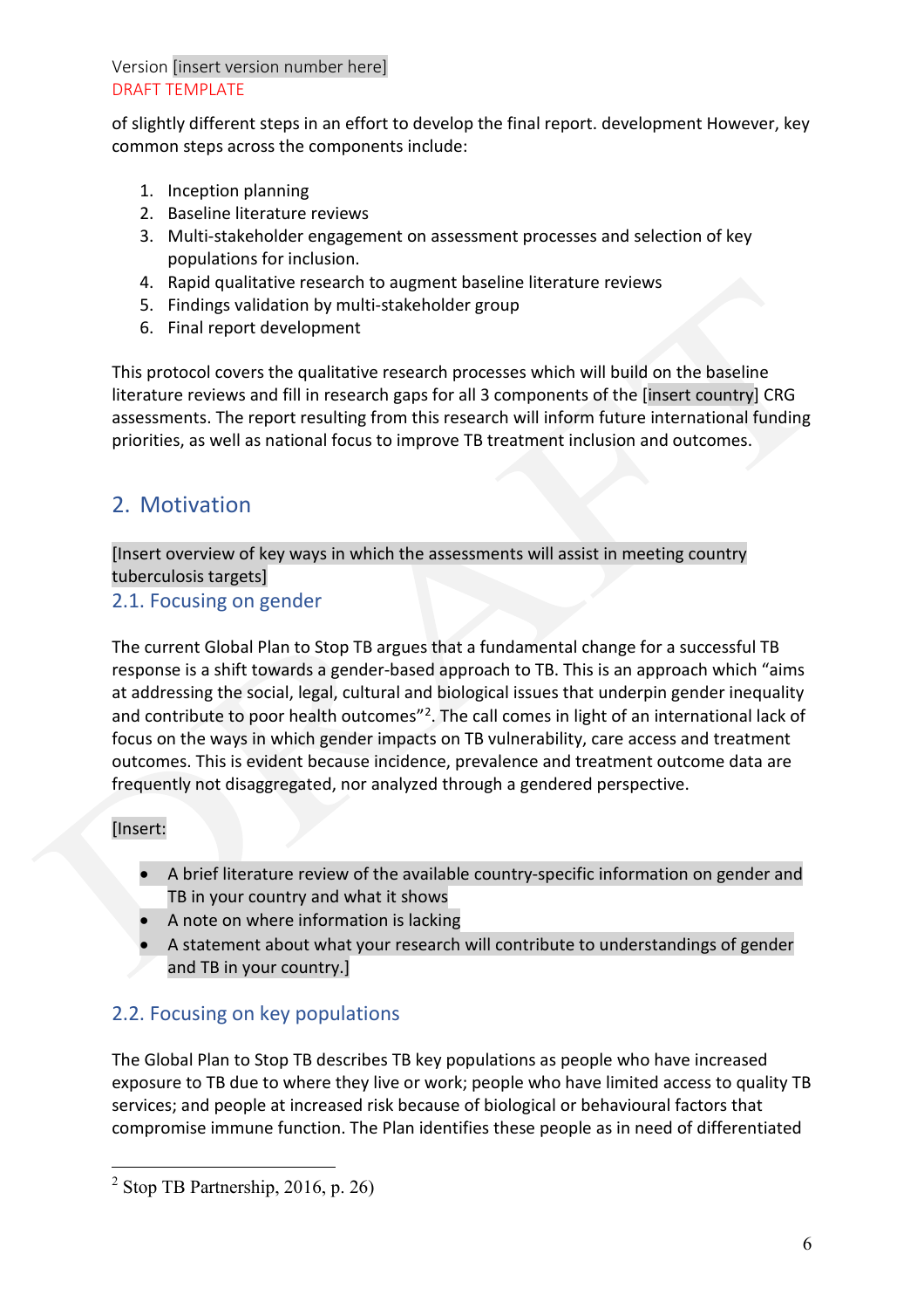of slightly different steps in an effort to develop the final report. development However, key common steps across the components include:

1. Inception planning
2. Baseline literature reviews
3. Multi-stakeholder engagement on assessment processes and selection of key populations for inclusion.
4. Rapid qualitative research to augment baseline literature reviews
5. Findings validation by multi-stakeholder group
6. Final report development

This protocol covers the qualitative research processes which will build on the baseline literature reviews and fill in research gaps for all 3 components of the [insert country] CRG assessments. The report resulting from this research will inform future international funding priorities, as well as national focus to improve TB treatment inclusion and outcomes.

## 2. Motivation

[Insert overview of key ways in which the assessments will assist in meeting country tuberculosis targets]

### 2.1. Focusing on gender

The current Global Plan to Stop TB argues that a fundamental change for a successful TB response is a shift towards a gender-based approach to TB. This is an approach which "aims at addressing the social, legal, cultural and biological issues that underpin gender inequality and contribute to poor health outcomes"[2]. The call comes in light of an international lack of focus on the ways in which gender impacts on TB vulnerability, care access and treatment outcomes. This is evident because incidence, prevalence and treatment outcome data are frequently not disaggregated, nor analyzed through a gendered perspective.

[Insert:

- A brief literature review of the available country-specific information on gender and TB in your country and what it shows
- A note on where information is lacking
- A statement about what your research will contribute to understandings of gender and TB in your country.]

### 2.2. Focusing on key populations

The Global Plan to Stop TB describes TB key populations as people who have increased exposure to TB due to where they live or work; people who have limited access to quality TB services; and people at increased risk because of biological or behavioural factors that compromise immune function. The Plan identifies these people as in need of differentiated

---

[2] Stop TB Partnership, 2016, p. 26)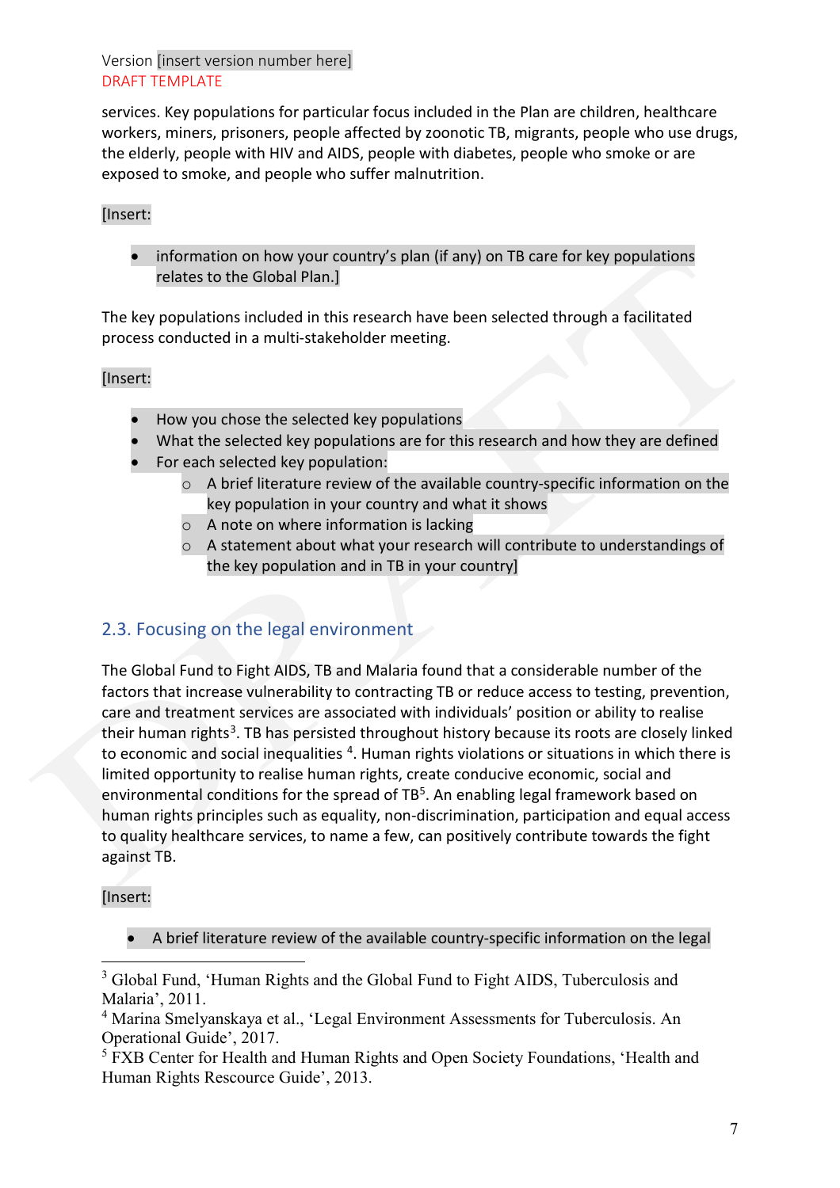services. Key populations for particular focus included in the Plan are children, healthcare workers, miners, prisoners, people affected by zoonotic TB, migrants, people who use drugs, the elderly, people with HIV and AIDS, people with diabetes, people who smoke or are exposed to smoke, and people who suffer malnutrition.

[Insert:

- information on how your country's plan (if any) on TB care for key populations relates to the Global Plan.]

The key populations included in this research have been selected through a facilitated process conducted in a multi-stakeholder meeting.

[Insert:

- How you chose the selected key populations
- What the selected key populations are for this research and how they are defined
- For each selected key population:
  - A brief literature review of the available country-specific information on the key population in your country and what it shows
  - A note on where information is lacking
  - A statement about what your research will contribute to understandings of the key population and in TB in your country]

## 2.3. Focusing on the legal environment

The Global Fund to Fight AIDS, TB and Malaria found that a considerable number of the factors that increase vulnerability to contracting TB or reduce access to testing, prevention, care and treatment services are associated with individuals' position or ability to realise their human rights[3]. TB has persisted throughout history because its roots are closely linked to economic and social inequalities [4]. Human rights violations or situations in which there is limited opportunity to realise human rights, create conducive economic, social and environmental conditions for the spread of TB[5]. An enabling legal framework based on human rights principles such as equality, non-discrimination, participation and equal access to quality healthcare services, to name a few, can positively contribute towards the fight against TB.

[Insert:

- A brief literature review of the available country-specific information on the legal

---

[3] Global Fund, 'Human Rights and the Global Fund to Fight AIDS, Tuberculosis and Malaria', 2011.

[4] Marina Smelyanskaya et al., 'Legal Environment Assessments for Tuberculosis. An Operational Guide', 2017.

[5] FXB Center for Health and Human Rights and Open Society Foundations, 'Health and Human Rights Rescource Guide', 2013.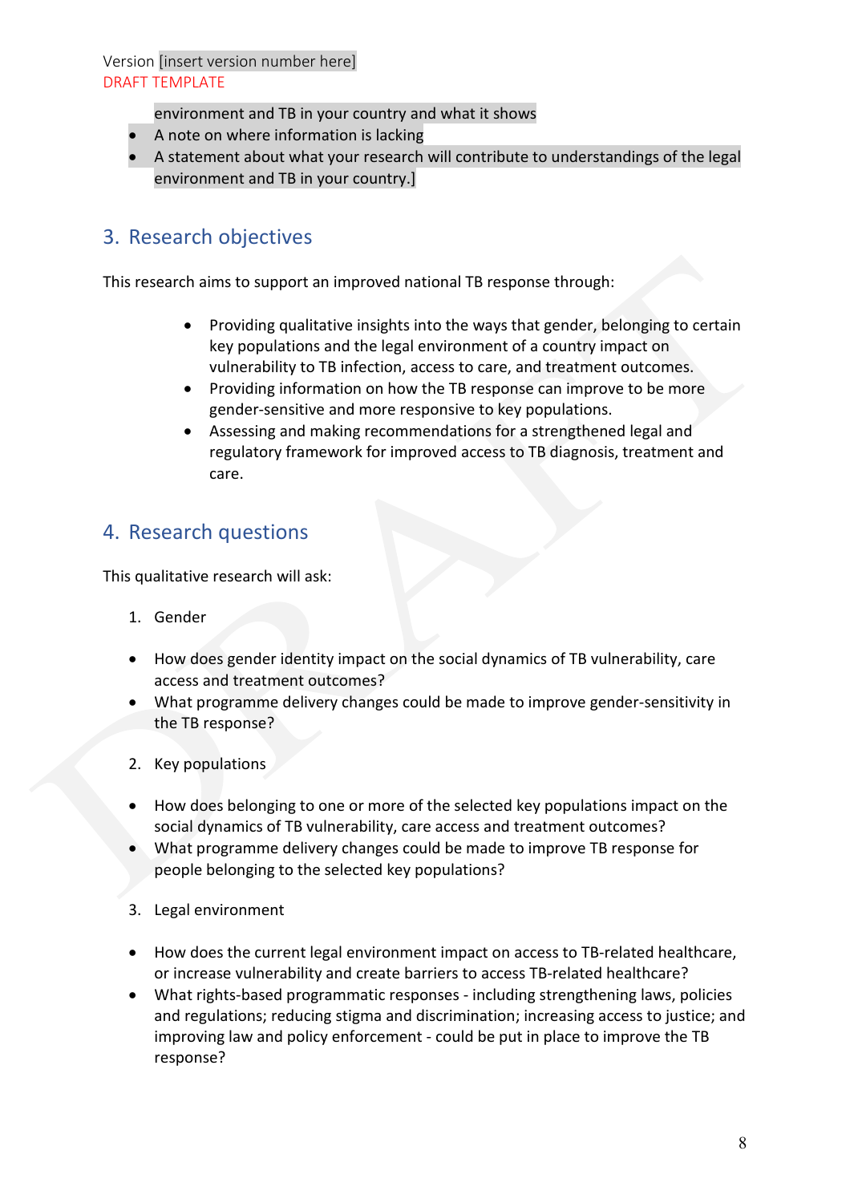environment and TB in your country and what it shows

- A note on where information is lacking
- A statement about what your research will contribute to understandings of the legal environment and TB in your country.]

## 3. Research objectives

This research aims to support an improved national TB response through:

- Providing qualitative insights into the ways that gender, belonging to certain key populations and the legal environment of a country impact on vulnerability to TB infection, access to care, and treatment outcomes.
- Providing information on how the TB response can improve to be more gender-sensitive and more responsive to key populations.
- Assessing and making recommendations for a strengthened legal and regulatory framework for improved access to TB diagnosis, treatment and care.

## 4. Research questions

This qualitative research will ask:

1. Gender

- How does gender identity impact on the social dynamics of TB vulnerability, care access and treatment outcomes?
- What programme delivery changes could be made to improve gender-sensitivity in the TB response?

2. Key populations

- How does belonging to one or more of the selected key populations impact on the social dynamics of TB vulnerability, care access and treatment outcomes?
- What programme delivery changes could be made to improve TB response for people belonging to the selected key populations?

3. Legal environment

- How does the current legal environment impact on access to TB-related healthcare, or increase vulnerability and create barriers to access TB-related healthcare?
- What rights-based programmatic responses - including strengthening laws, policies and regulations; reducing stigma and discrimination; increasing access to justice; and improving law and policy enforcement - could be put in place to improve the TB response?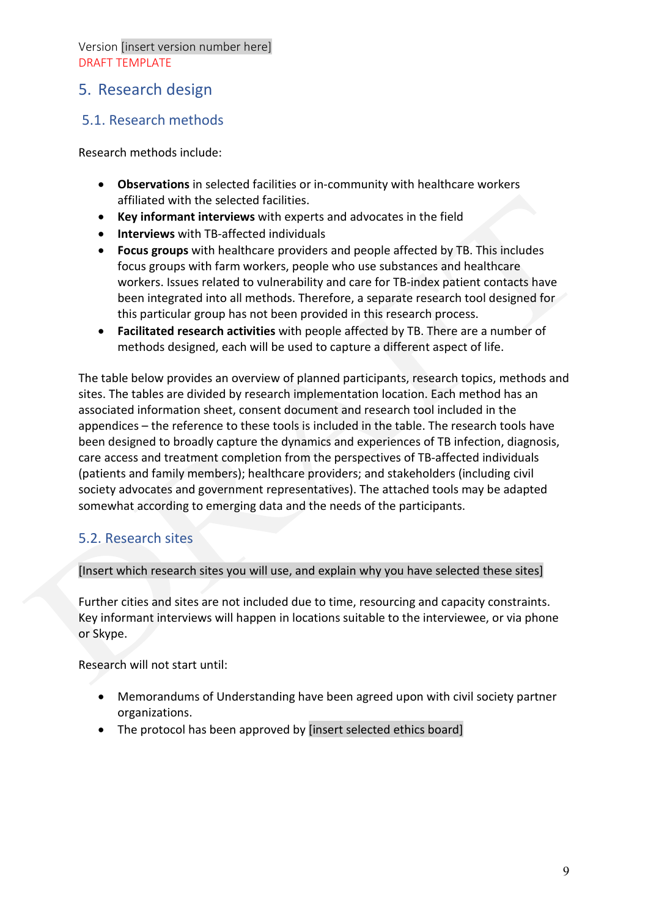## 5. Research design

### 5.1. Research methods

Research methods include:

- **Observations** in selected facilities or in-community with healthcare workers affiliated with the selected facilities.
- **Key informant interviews** with experts and advocates in the field
- **Interviews** with TB-affected individuals
- **Focus groups** with healthcare providers and people affected by TB. This includes focus groups with farm workers, people who use substances and healthcare workers. Issues related to vulnerability and care for TB-index patient contacts have been integrated into all methods. Therefore, a separate research tool designed for this particular group has not been provided in this research process.
- **Facilitated research activities** with people affected by TB. There are a number of methods designed, each will be used to capture a different aspect of life.

The table below provides an overview of planned participants, research topics, methods and sites. The tables are divided by research implementation location. Each method has an associated information sheet, consent document and research tool included in the appendices – the reference to these tools is included in the table. The research tools have been designed to broadly capture the dynamics and experiences of TB infection, diagnosis, care access and treatment completion from the perspectives of TB-affected individuals (patients and family members); healthcare providers; and stakeholders (including civil society advocates and government representatives). The attached tools may be adapted somewhat according to emerging data and the needs of the participants.

### 5.2. Research sites

[Insert which research sites you will use, and explain why you have selected these sites]

Further cities and sites are not included due to time, resourcing and capacity constraints. Key informant interviews will happen in locations suitable to the interviewee, or via phone or Skype.

Research will not start until:

- Memorandums of Understanding have been agreed upon with civil society partner organizations.
- The protocol has been approved by [insert selected ethics board]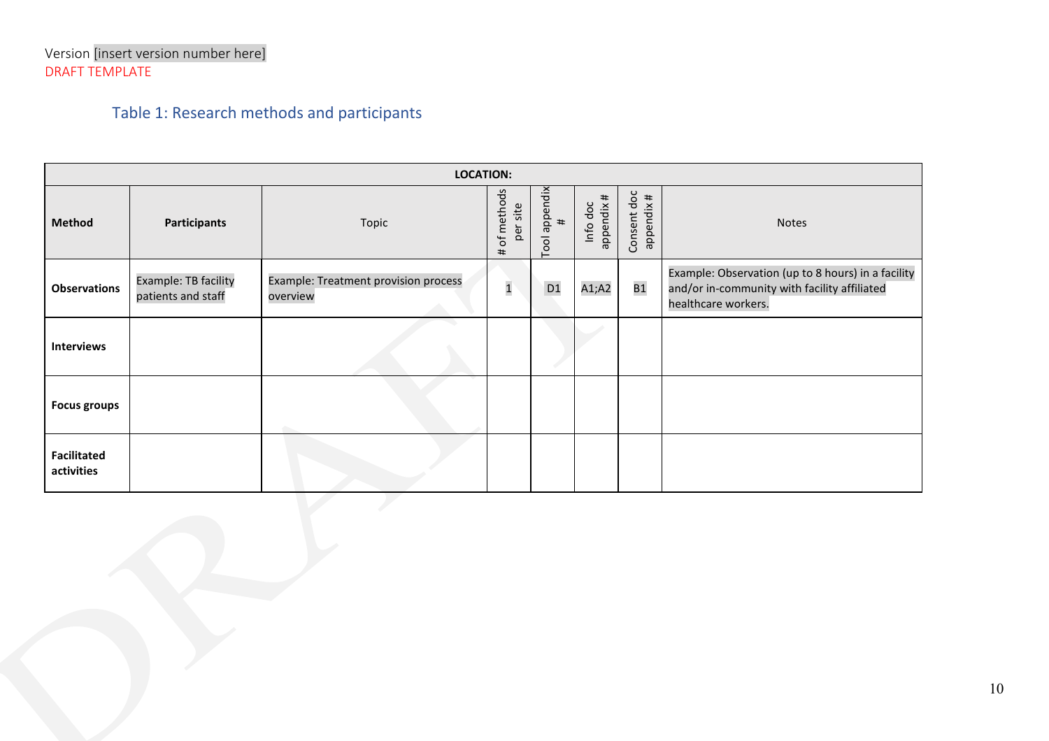Version [insert version number here]
DRAFT TEMPLATE

## Table 1: Research methods and participants

| LOCATION: | | | | | | | |
|---|---|---|---|---|---|---|---|
| **Method** | **Participants** | Topic | # of methods per site | Tool appendix # | Info doc appendix # | Consent doc appendix # | Notes |
| **Observations** | Example: TB facility patients and staff | Example: Treatment provision process overview | 1 | D1 | A1;A2 | B1 | Example: Observation (up to 8 hours) in a facility and/or in-community with facility affiliated healthcare workers. |
| **Interviews** | | | | | | | |
| **Focus groups** | | | | | | | |
| **Facilitated activities** | | | | | | | |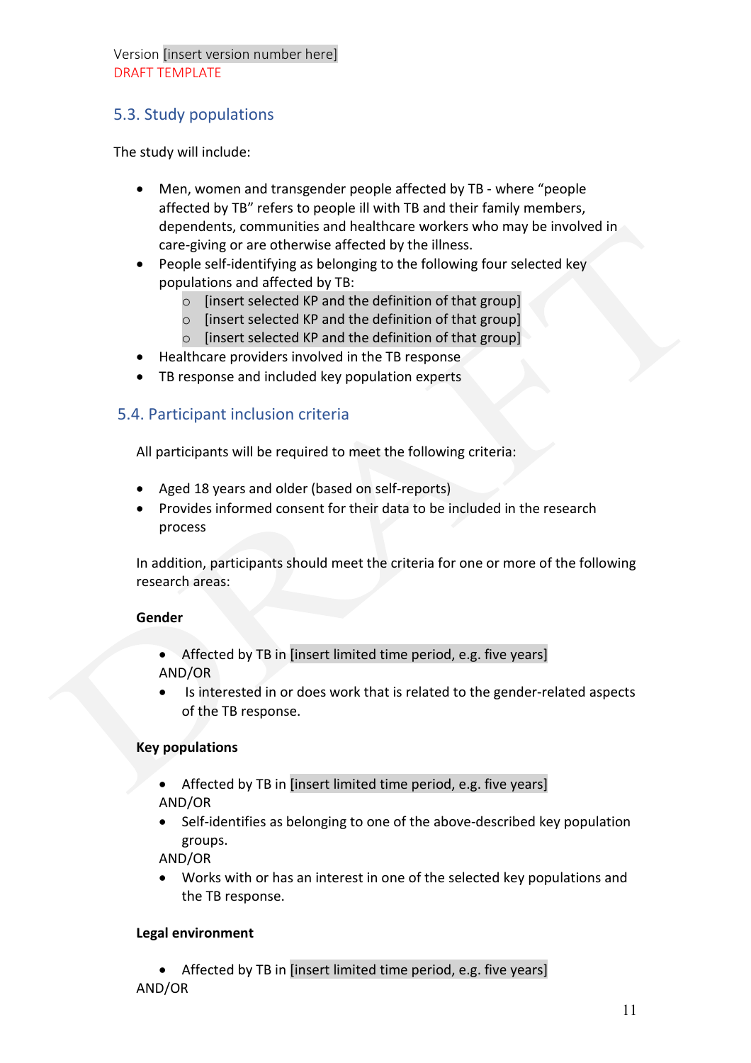Version [insert version number here]
DRAFT TEMPLATE

## 5.3. Study populations

The study will include:

- Men, women and transgender people affected by TB - where "people affected by TB" refers to people ill with TB and their family members, dependents, communities and healthcare workers who may be involved in care-giving or are otherwise affected by the illness.
- People self-identifying as belonging to the following four selected key populations and affected by TB:
  - [insert selected KP and the definition of that group]
  - [insert selected KP and the definition of that group]
  - [insert selected KP and the definition of that group]
- Healthcare providers involved in the TB response
- TB response and included key population experts

## 5.4. Participant inclusion criteria

All participants will be required to meet the following criteria:

- Aged 18 years and older (based on self-reports)
- Provides informed consent for their data to be included in the research process

In addition, participants should meet the criteria for one or more of the following research areas:

**Gender**

- Affected by TB in [insert limited time period, e.g. five years]

AND/OR

- Is interested in or does work that is related to the gender-related aspects of the TB response.

**Key populations**

- Affected by TB in [insert limited time period, e.g. five years]

AND/OR

- Self-identifies as belonging to one of the above-described key population groups.

AND/OR

- Works with or has an interest in one of the selected key populations and the TB response.

**Legal environment**

- Affected by TB in [insert limited time period, e.g. five years]

AND/OR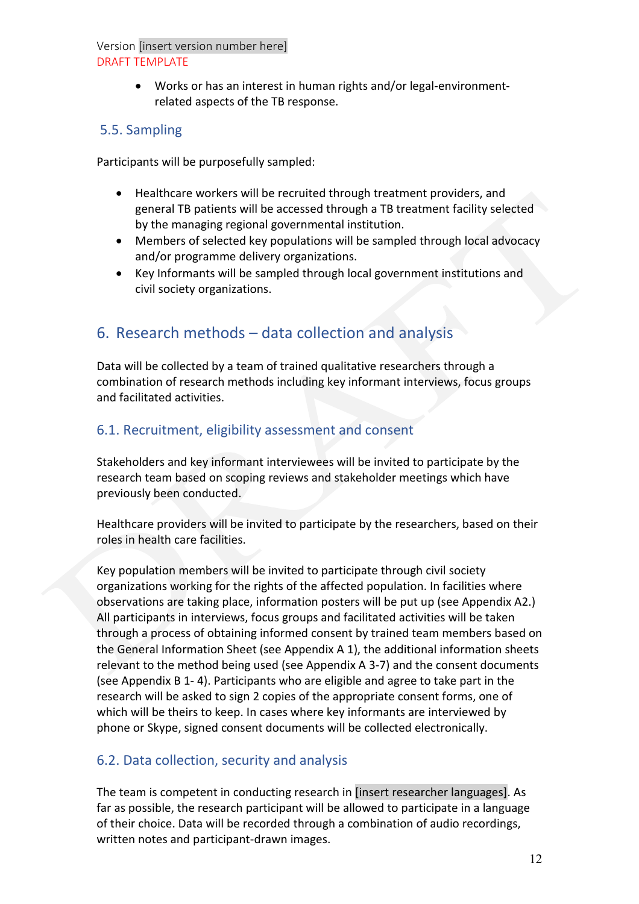- Works or has an interest in human rights and/or legal-environment-related aspects of the TB response.

### 5.5. Sampling

Participants will be purposefully sampled:

- Healthcare workers will be recruited through treatment providers, and general TB patients will be accessed through a TB treatment facility selected by the managing regional governmental institution.
- Members of selected key populations will be sampled through local advocacy and/or programme delivery organizations.
- Key Informants will be sampled through local government institutions and civil society organizations.

## 6. Research methods – data collection and analysis

Data will be collected by a team of trained qualitative researchers through a combination of research methods including key informant interviews, focus groups and facilitated activities.

### 6.1. Recruitment, eligibility assessment and consent

Stakeholders and key informant interviewees will be invited to participate by the research team based on scoping reviews and stakeholder meetings which have previously been conducted.

Healthcare providers will be invited to participate by the researchers, based on their roles in health care facilities.

Key population members will be invited to participate through civil society organizations working for the rights of the affected population. In facilities where observations are taking place, information posters will be put up (see Appendix A2.) All participants in interviews, focus groups and facilitated activities will be taken through a process of obtaining informed consent by trained team members based on the General Information Sheet (see Appendix A 1), the additional information sheets relevant to the method being used (see Appendix A 3-7) and the consent documents (see Appendix B 1- 4). Participants who are eligible and agree to take part in the research will be asked to sign 2 copies of the appropriate consent forms, one of which will be theirs to keep. In cases where key informants are interviewed by phone or Skype, signed consent documents will be collected electronically.

### 6.2. Data collection, security and analysis

The team is competent in conducting research in [insert researcher languages]. As far as possible, the research participant will be allowed to participate in a language of their choice. Data will be recorded through a combination of audio recordings, written notes and participant-drawn images.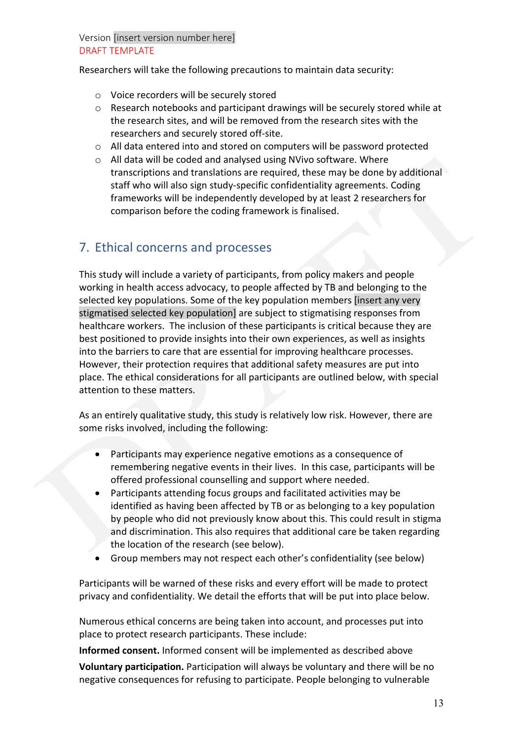Researchers will take the following precautions to maintain data security:

- Voice recorders will be securely stored
- Research notebooks and participant drawings will be securely stored while at the research sites, and will be removed from the research sites with the researchers and securely stored off-site.
- All data entered into and stored on computers will be password protected
- All data will be coded and analysed using NVivo software. Where transcriptions and translations are required, these may be done by additional staff who will also sign study-specific confidentiality agreements. Coding frameworks will be independently developed by at least 2 researchers for comparison before the coding framework is finalised.

## 7. Ethical concerns and processes

This study will include a variety of participants, from policy makers and people working in health access advocacy, to people affected by TB and belonging to the selected key populations. Some of the key population members [insert any very stigmatised selected key population] are subject to stigmatising responses from healthcare workers. The inclusion of these participants is critical because they are best positioned to provide insights into their own experiences, as well as insights into the barriers to care that are essential for improving healthcare processes. However, their protection requires that additional safety measures are put into place. The ethical considerations for all participants are outlined below, with special attention to these matters.

As an entirely qualitative study, this study is relatively low risk. However, there are some risks involved, including the following:

- Participants may experience negative emotions as a consequence of remembering negative events in their lives. In this case, participants will be offered professional counselling and support where needed.
- Participants attending focus groups and facilitated activities may be identified as having been affected by TB or as belonging to a key population by people who did not previously know about this. This could result in stigma and discrimination. This also requires that additional care be taken regarding the location of the research (see below).
- Group members may not respect each other's confidentiality (see below)

Participants will be warned of these risks and every effort will be made to protect privacy and confidentiality. We detail the efforts that will be put into place below.

Numerous ethical concerns are being taken into account, and processes put into place to protect research participants. These include:

**Informed consent.** Informed consent will be implemented as described above

**Voluntary participation.** Participation will always be voluntary and there will be no negative consequences for refusing to participate. People belonging to vulnerable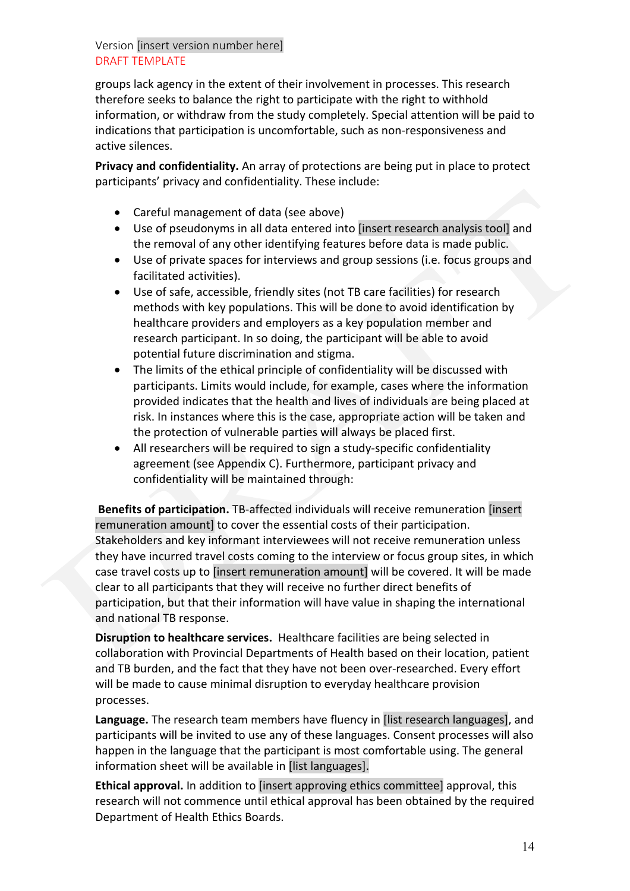groups lack agency in the extent of their involvement in processes. This research therefore seeks to balance the right to participate with the right to withhold information, or withdraw from the study completely. Special attention will be paid to indications that participation is uncomfortable, such as non-responsiveness and active silences.

**Privacy and confidentiality.** An array of protections are being put in place to protect participants' privacy and confidentiality. These include:

- Careful management of data (see above)
- Use of pseudonyms in all data entered into [insert research analysis tool] and the removal of any other identifying features before data is made public.
- Use of private spaces for interviews and group sessions (i.e. focus groups and facilitated activities).
- Use of safe, accessible, friendly sites (not TB care facilities) for research methods with key populations. This will be done to avoid identification by healthcare providers and employers as a key population member and research participant. In so doing, the participant will be able to avoid potential future discrimination and stigma.
- The limits of the ethical principle of confidentiality will be discussed with participants. Limits would include, for example, cases where the information provided indicates that the health and lives of individuals are being placed at risk. In instances where this is the case, appropriate action will be taken and the protection of vulnerable parties will always be placed first.
- All researchers will be required to sign a study-specific confidentiality agreement (see Appendix C). Furthermore, participant privacy and confidentiality will be maintained through:

**Benefits of participation.** TB-affected individuals will receive remuneration [insert remuneration amount] to cover the essential costs of their participation. Stakeholders and key informant interviewees will not receive remuneration unless they have incurred travel costs coming to the interview or focus group sites, in which case travel costs up to [insert remuneration amount] will be covered. It will be made clear to all participants that they will receive no further direct benefits of participation, but that their information will have value in shaping the international and national TB response.

**Disruption to healthcare services.** Healthcare facilities are being selected in collaboration with Provincial Departments of Health based on their location, patient and TB burden, and the fact that they have not been over-researched. Every effort will be made to cause minimal disruption to everyday healthcare provision processes.

**Language.** The research team members have fluency in [list research languages], and participants will be invited to use any of these languages. Consent processes will also happen in the language that the participant is most comfortable using. The general information sheet will be available in [list languages].

**Ethical approval.** In addition to [insert approving ethics committee] approval, this research will not commence until ethical approval has been obtained by the required Department of Health Ethics Boards.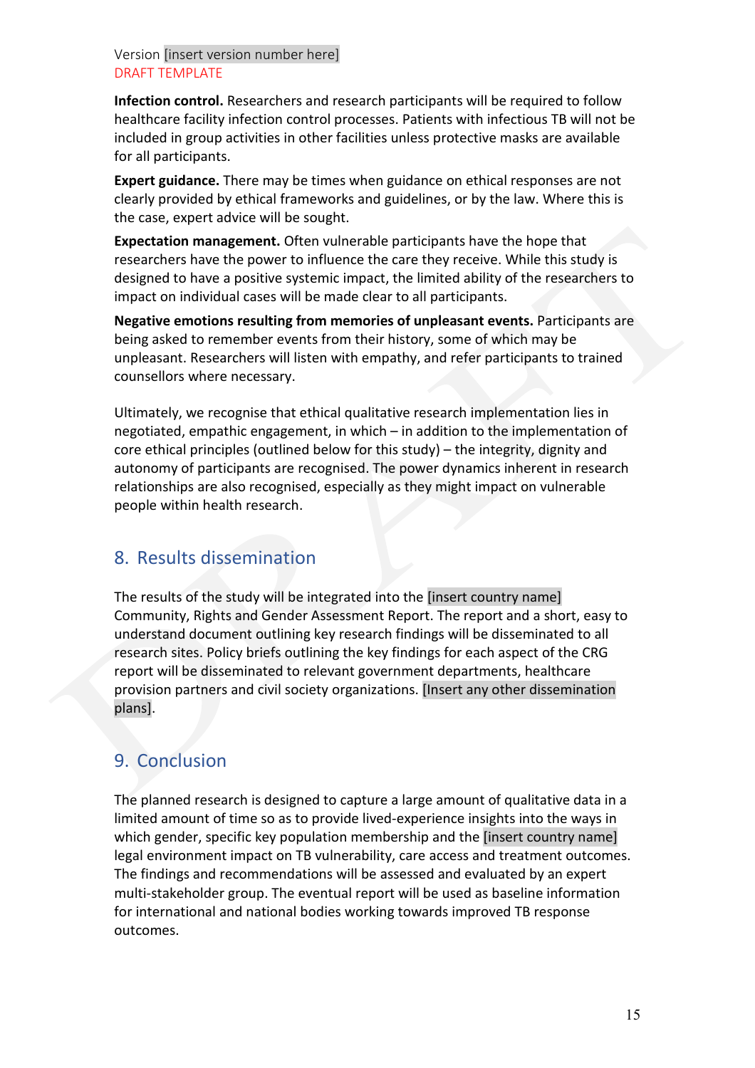Version [insert version number here]
DRAFT TEMPLATE

**Infection control.** Researchers and research participants will be required to follow healthcare facility infection control processes. Patients with infectious TB will not be included in group activities in other facilities unless protective masks are available for all participants.

**Expert guidance.** There may be times when guidance on ethical responses are not clearly provided by ethical frameworks and guidelines, or by the law. Where this is the case, expert advice will be sought.

**Expectation management.** Often vulnerable participants have the hope that researchers have the power to influence the care they receive. While this study is designed to have a positive systemic impact, the limited ability of the researchers to impact on individual cases will be made clear to all participants.

**Negative emotions resulting from memories of unpleasant events.** Participants are being asked to remember events from their history, some of which may be unpleasant. Researchers will listen with empathy, and refer participants to trained counsellors where necessary.

Ultimately, we recognise that ethical qualitative research implementation lies in negotiated, empathic engagement, in which – in addition to the implementation of core ethical principles (outlined below for this study) – the integrity, dignity and autonomy of participants are recognised. The power dynamics inherent in research relationships are also recognised, especially as they might impact on vulnerable people within health research.

## 8. Results dissemination

The results of the study will be integrated into the [insert country name] Community, Rights and Gender Assessment Report. The report and a short, easy to understand document outlining key research findings will be disseminated to all research sites. Policy briefs outlining the key findings for each aspect of the CRG report will be disseminated to relevant government departments, healthcare provision partners and civil society organizations. [Insert any other dissemination plans].

## 9. Conclusion

The planned research is designed to capture a large amount of qualitative data in a limited amount of time so as to provide lived-experience insights into the ways in which gender, specific key population membership and the [insert country name] legal environment impact on TB vulnerability, care access and treatment outcomes. The findings and recommendations will be assessed and evaluated by an expert multi-stakeholder group. The eventual report will be used as baseline information for international and national bodies working towards improved TB response outcomes.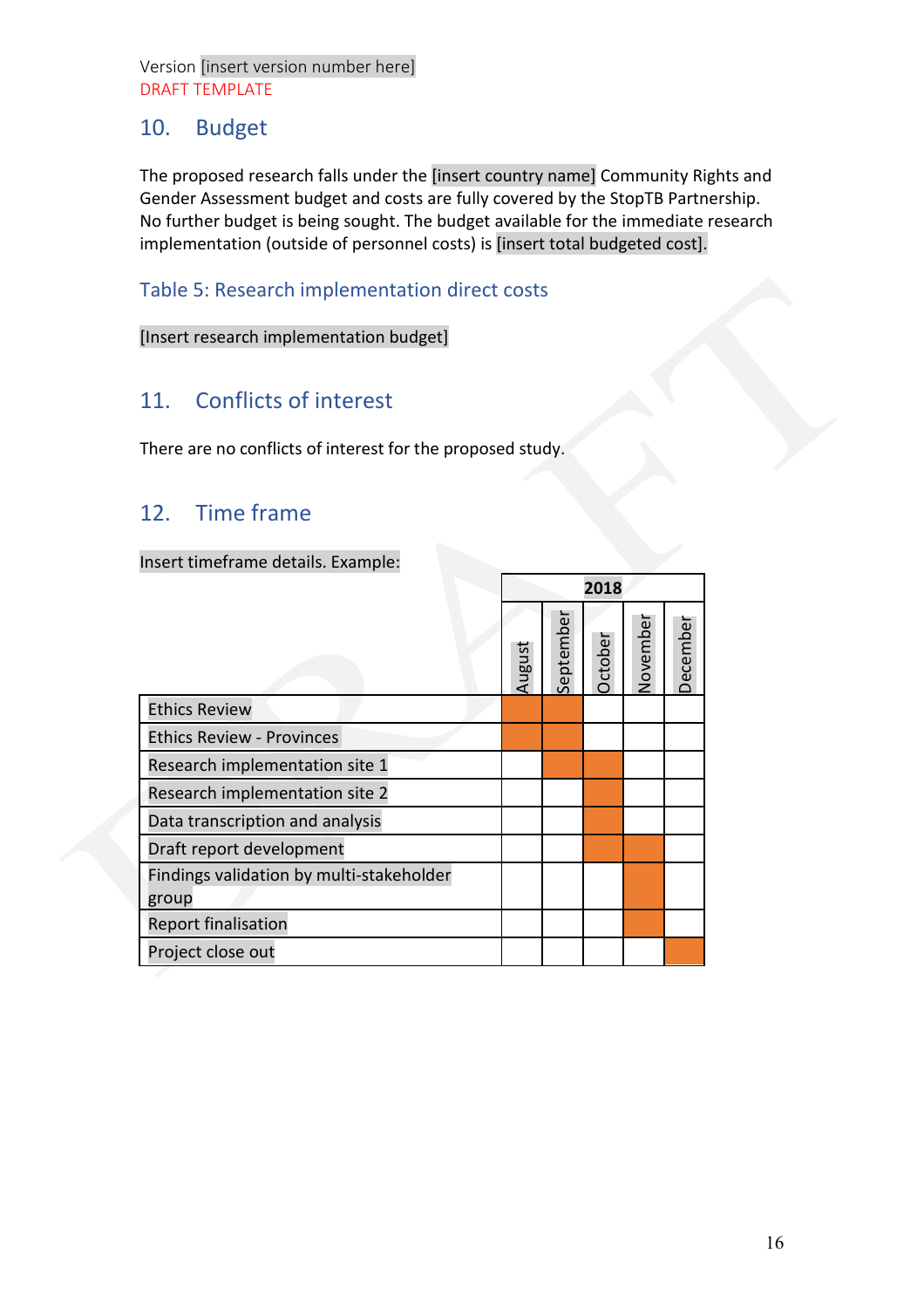Version [insert version number here]
DRAFT TEMPLATE

## 10. Budget

The proposed research falls under the [insert country name] Community Rights and Gender Assessment budget and costs are fully covered by the StopTB Partnership. No further budget is being sought. The budget available for the immediate research implementation (outside of personnel costs) is [insert total budgeted cost].

### Table 5: Research implementation direct costs

[Insert research implementation budget]

## 11. Conflicts of interest

There are no conflicts of interest for the proposed study.

## 12. Time frame

Insert timeframe details. Example:

| | 2018 | | | | |
|---|---|---|---|---|---|
| | August | September | October | November | December |
| Ethics Review | X | X | | | |
| Ethics Review - Provinces | X | X | | | |
| Research implementation site 1 | | X | X | | |
| Research implementation site 2 | | | X | | |
| Data transcription and analysis | | | X | | |
| Draft report development | | | X | X | |
| Findings validation by multi-stakeholder group | | | | X | |
| Report finalisation | | | | X | |
| Project close out | | | | | X |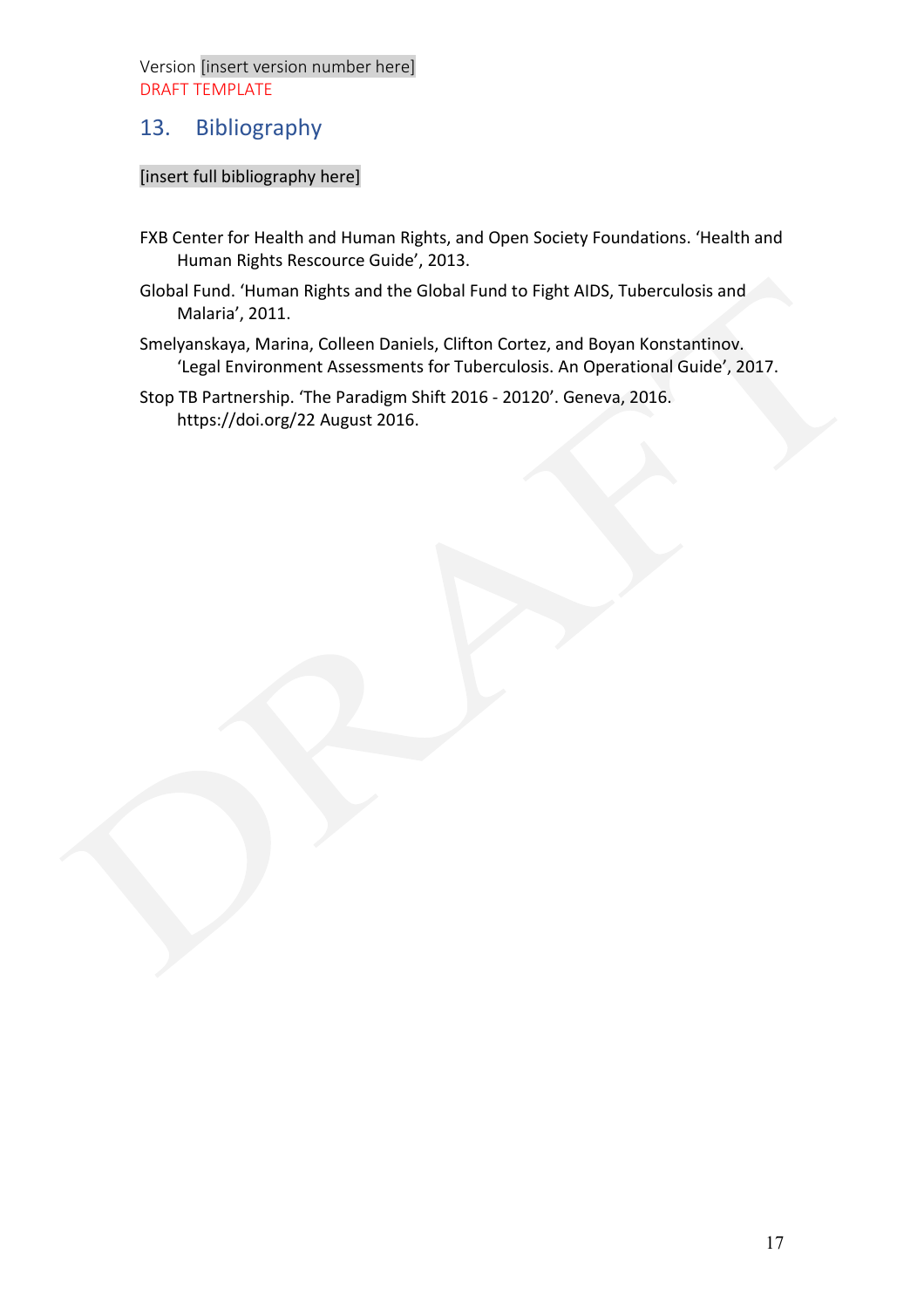Version [insert version number here]
DRAFT TEMPLATE

## 13. Bibliography

[insert full bibliography here]

FXB Center for Health and Human Rights, and Open Society Foundations. 'Health and Human Rights Rescource Guide', 2013.

Global Fund. 'Human Rights and the Global Fund to Fight AIDS, Tuberculosis and Malaria', 2011.

Smelyanskaya, Marina, Colleen Daniels, Clifton Cortez, and Boyan Konstantinov. 'Legal Environment Assessments for Tuberculosis. An Operational Guide', 2017.

Stop TB Partnership. 'The Paradigm Shift 2016 - 20120'. Geneva, 2016. https://doi.org/22 August 2016.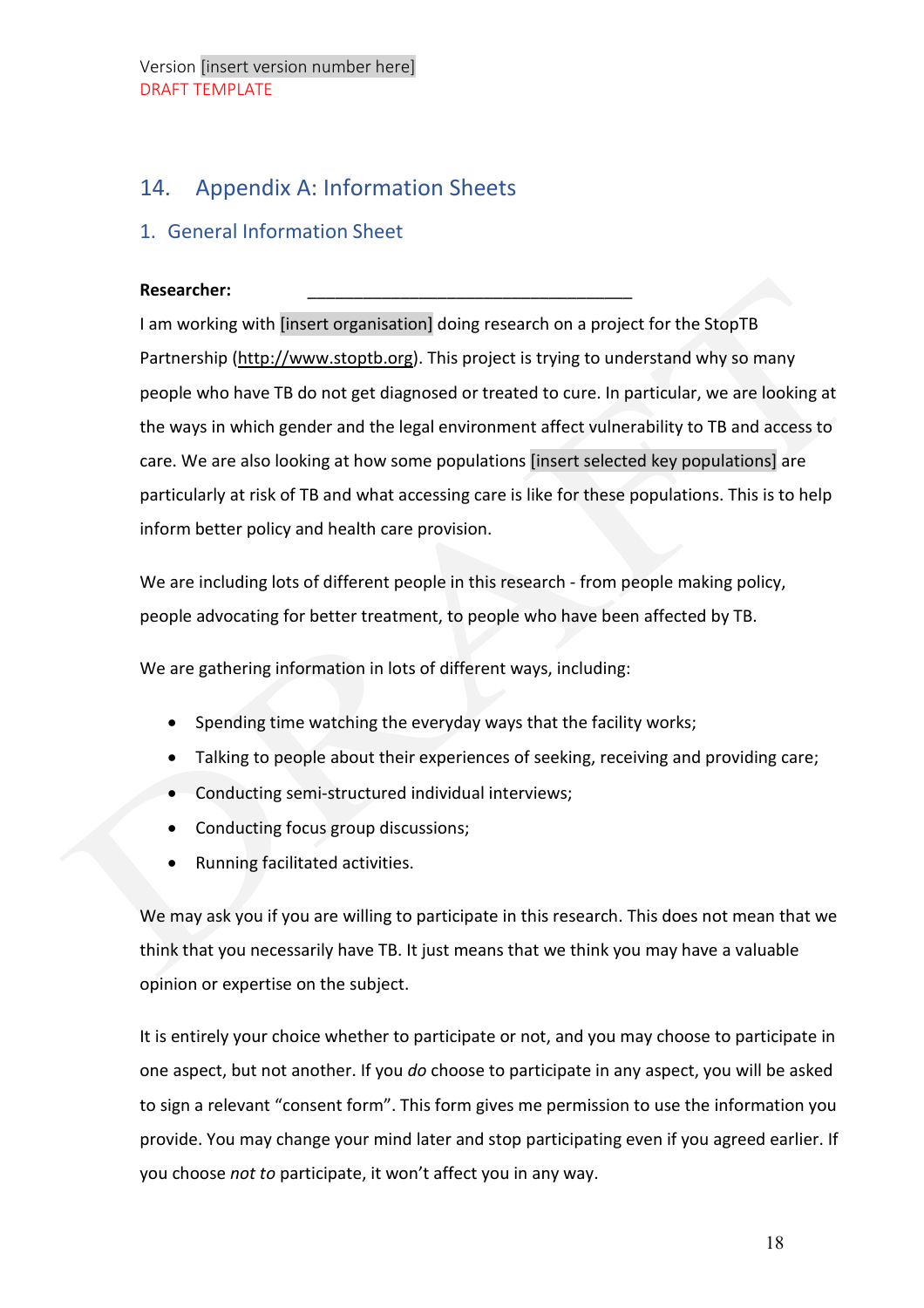## 14. Appendix A: Information Sheets

### 1. General Information Sheet

**Researcher:** ___________________________________

I am working with [insert organisation] doing research on a project for the StopTB Partnership (http://www.stoptb.org). This project is trying to understand why so many people who have TB do not get diagnosed or treated to cure. In particular, we are looking at the ways in which gender and the legal environment affect vulnerability to TB and access to care. We are also looking at how some populations [insert selected key populations] are particularly at risk of TB and what accessing care is like for these populations. This is to help inform better policy and health care provision.

We are including lots of different people in this research - from people making policy, people advocating for better treatment, to people who have been affected by TB.

We are gathering information in lots of different ways, including:

- Spending time watching the everyday ways that the facility works;
- Talking to people about their experiences of seeking, receiving and providing care;
- Conducting semi-structured individual interviews;
- Conducting focus group discussions;
- Running facilitated activities.

We may ask you if you are willing to participate in this research. This does not mean that we think that you necessarily have TB. It just means that we think you may have a valuable opinion or expertise on the subject.

It is entirely your choice whether to participate or not, and you may choose to participate in one aspect, but not another. If you *do* choose to participate in any aspect, you will be asked to sign a relevant "consent form". This form gives me permission to use the information you provide. You may change your mind later and stop participating even if you agreed earlier. If you choose *not to* participate, it won't affect you in any way.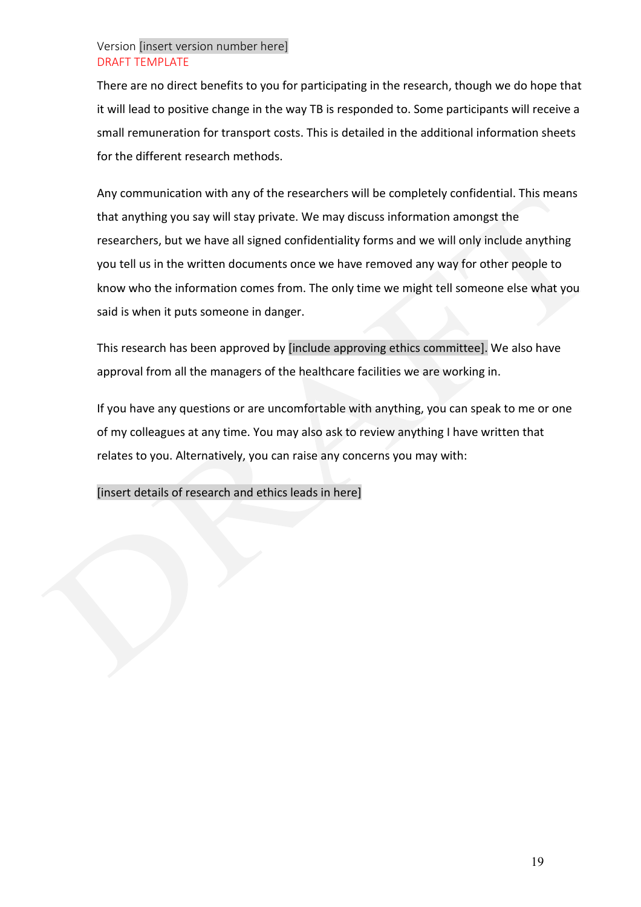Version [insert version number here]
DRAFT TEMPLATE

There are no direct benefits to you for participating in the research, though we do hope that it will lead to positive change in the way TB is responded to. Some participants will receive a small remuneration for transport costs. This is detailed in the additional information sheets for the different research methods.

Any communication with any of the researchers will be completely confidential. This means that anything you say will stay private. We may discuss information amongst the researchers, but we have all signed confidentiality forms and we will only include anything you tell us in the written documents once we have removed any way for other people to know who the information comes from. The only time we might tell someone else what you said is when it puts someone in danger.

This research has been approved by [include approving ethics committee]. We also have approval from all the managers of the healthcare facilities we are working in.

If you have any questions or are uncomfortable with anything, you can speak to me or one of my colleagues at any time. You may also ask to review anything I have written that relates to you. Alternatively, you can raise any concerns you may with:

[insert details of research and ethics leads in here]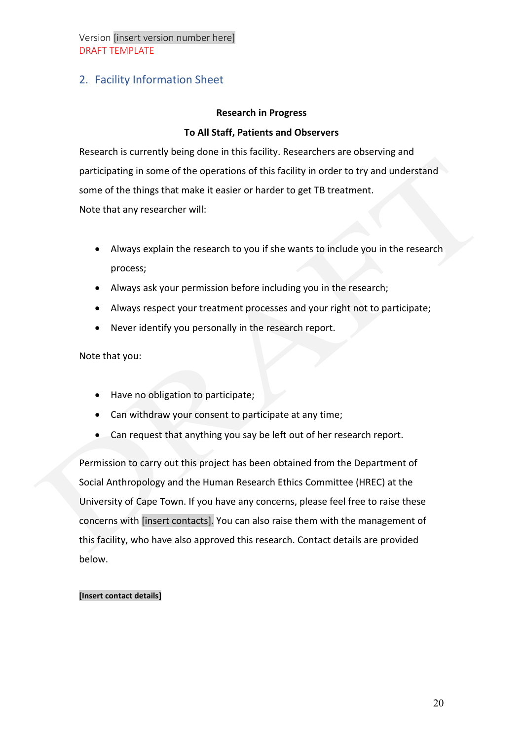Version [insert version number here]
DRAFT TEMPLATE

## 2. Facility Information Sheet

**Research in Progress**

**To All Staff, Patients and Observers**

Research is currently being done in this facility. Researchers are observing and participating in some of the operations of this facility in order to try and understand some of the things that make it easier or harder to get TB treatment.

Note that any researcher will:

- Always explain the research to you if she wants to include you in the research process;
- Always ask your permission before including you in the research;
- Always respect your treatment processes and your right not to participate;
- Never identify you personally in the research report.

Note that you:

- Have no obligation to participate;
- Can withdraw your consent to participate at any time;
- Can request that anything you say be left out of her research report.

Permission to carry out this project has been obtained from the Department of Social Anthropology and the Human Research Ethics Committee (HREC) at the University of Cape Town. If you have any concerns, please feel free to raise these concerns with [insert contacts]. You can also raise them with the management of this facility, who have also approved this research. Contact details are provided below.

**[Insert contact details]**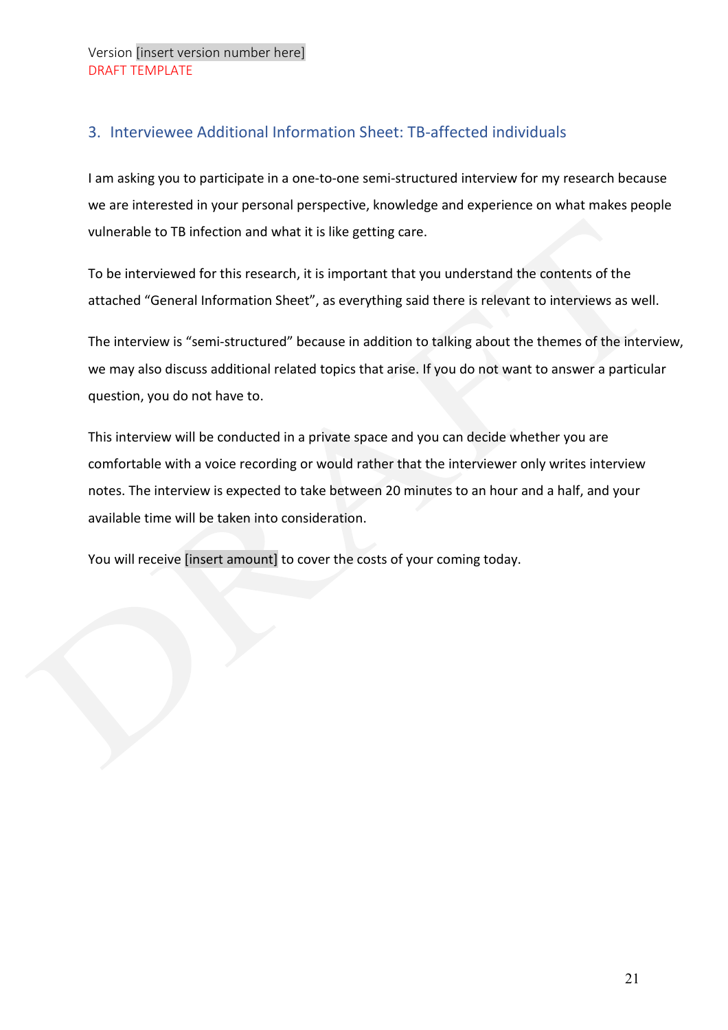Version [insert version number here]
DRAFT TEMPLATE

## 3. Interviewee Additional Information Sheet: TB-affected individuals

I am asking you to participate in a one-to-one semi-structured interview for my research because we are interested in your personal perspective, knowledge and experience on what makes people vulnerable to TB infection and what it is like getting care.

To be interviewed for this research, it is important that you understand the contents of the attached "General Information Sheet", as everything said there is relevant to interviews as well.

The interview is "semi-structured" because in addition to talking about the themes of the interview, we may also discuss additional related topics that arise. If you do not want to answer a particular question, you do not have to.

This interview will be conducted in a private space and you can decide whether you are comfortable with a voice recording or would rather that the interviewer only writes interview notes. The interview is expected to take between 20 minutes to an hour and a half, and your available time will be taken into consideration.

You will receive [insert amount] to cover the costs of your coming today.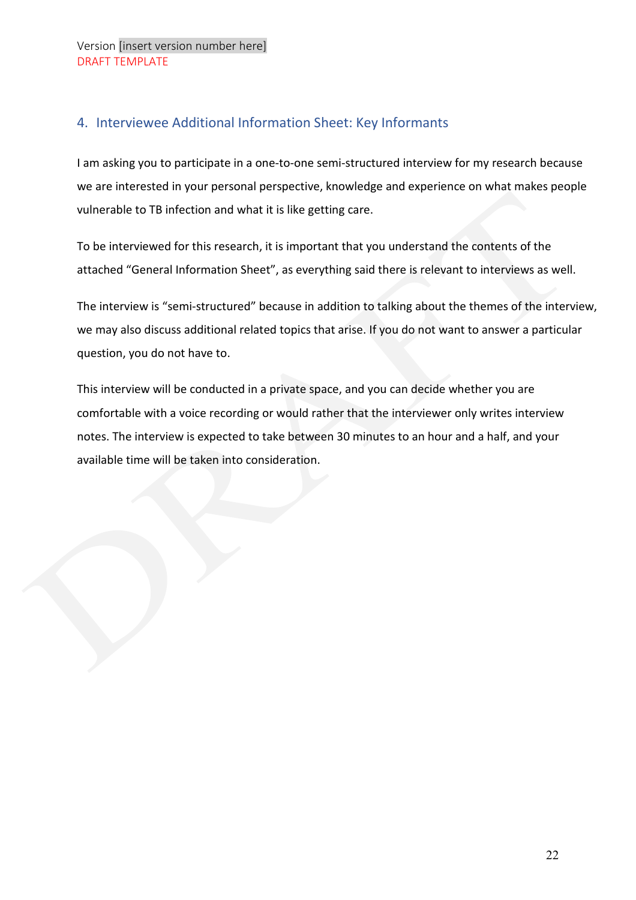Version [insert version number here]
DRAFT TEMPLATE

## 4. Interviewee Additional Information Sheet: Key Informants

I am asking you to participate in a one-to-one semi-structured interview for my research because we are interested in your personal perspective, knowledge and experience on what makes people vulnerable to TB infection and what it is like getting care.

To be interviewed for this research, it is important that you understand the contents of the attached "General Information Sheet", as everything said there is relevant to interviews as well.

The interview is "semi-structured" because in addition to talking about the themes of the interview, we may also discuss additional related topics that arise. If you do not want to answer a particular question, you do not have to.

This interview will be conducted in a private space, and you can decide whether you are comfortable with a voice recording or would rather that the interviewer only writes interview notes. The interview is expected to take between 30 minutes to an hour and a half, and your available time will be taken into consideration.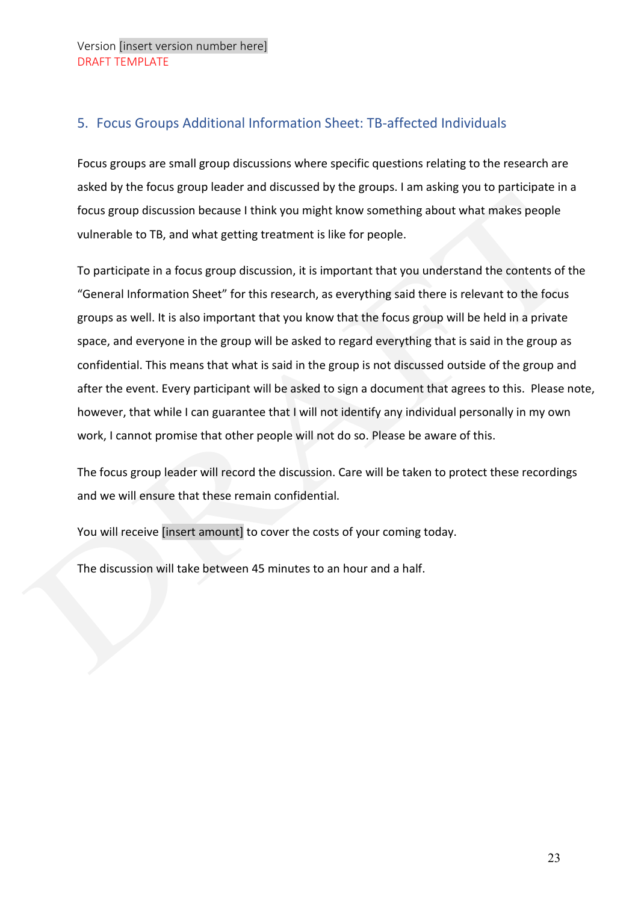Version [insert version number here]
DRAFT TEMPLATE

## 5. Focus Groups Additional Information Sheet: TB-affected Individuals

Focus groups are small group discussions where specific questions relating to the research are asked by the focus group leader and discussed by the groups. I am asking you to participate in a focus group discussion because I think you might know something about what makes people vulnerable to TB, and what getting treatment is like for people.

To participate in a focus group discussion, it is important that you understand the contents of the "General Information Sheet" for this research, as everything said there is relevant to the focus groups as well. It is also important that you know that the focus group will be held in a private space, and everyone in the group will be asked to regard everything that is said in the group as confidential. This means that what is said in the group is not discussed outside of the group and after the event. Every participant will be asked to sign a document that agrees to this. Please note, however, that while I can guarantee that I will not identify any individual personally in my own work, I cannot promise that other people will not do so. Please be aware of this.

The focus group leader will record the discussion. Care will be taken to protect these recordings and we will ensure that these remain confidential.

You will receive [insert amount] to cover the costs of your coming today.

The discussion will take between 45 minutes to an hour and a half.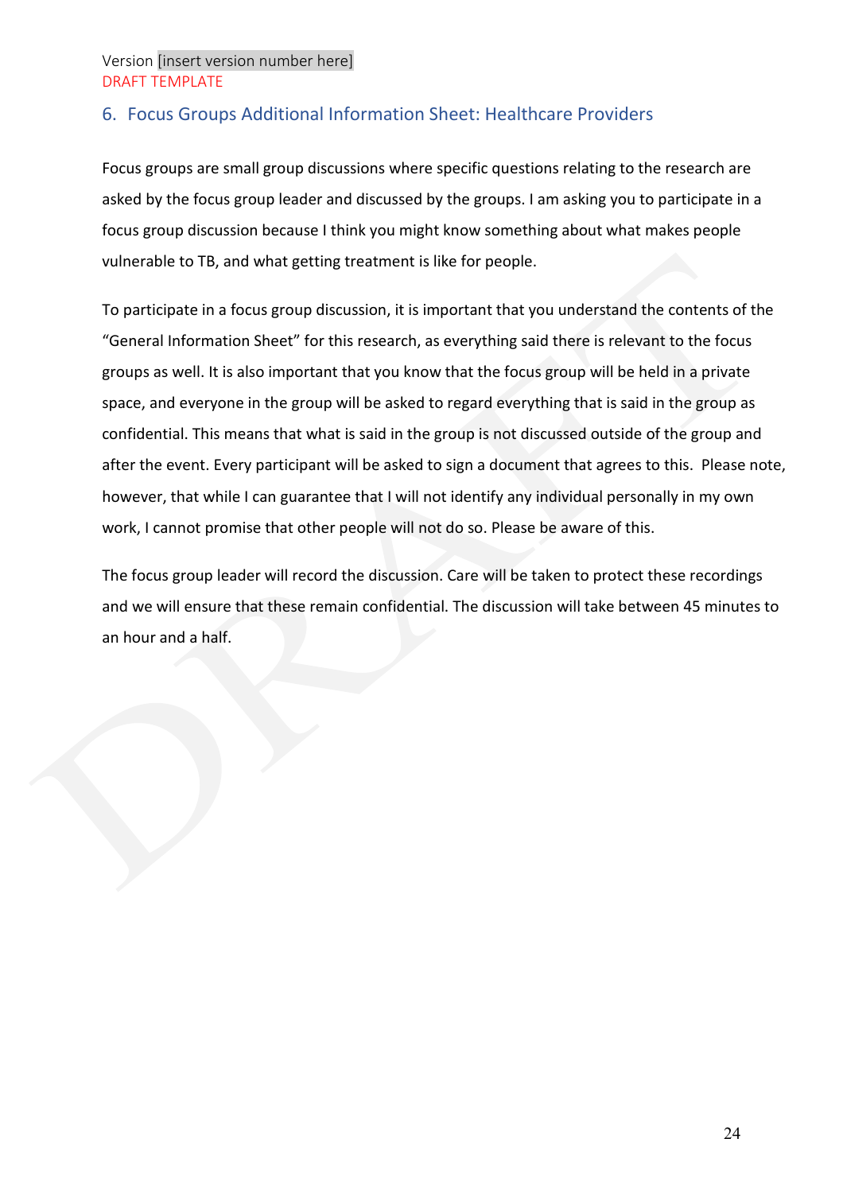Version [insert version number here]
DRAFT TEMPLATE

## 6. Focus Groups Additional Information Sheet: Healthcare Providers

Focus groups are small group discussions where specific questions relating to the research are asked by the focus group leader and discussed by the groups. I am asking you to participate in a focus group discussion because I think you might know something about what makes people vulnerable to TB, and what getting treatment is like for people.

To participate in a focus group discussion, it is important that you understand the contents of the "General Information Sheet" for this research, as everything said there is relevant to the focus groups as well. It is also important that you know that the focus group will be held in a private space, and everyone in the group will be asked to regard everything that is said in the group as confidential. This means that what is said in the group is not discussed outside of the group and after the event. Every participant will be asked to sign a document that agrees to this. Please note, however, that while I can guarantee that I will not identify any individual personally in my own work, I cannot promise that other people will not do so. Please be aware of this.

The focus group leader will record the discussion. Care will be taken to protect these recordings and we will ensure that these remain confidential. The discussion will take between 45 minutes to an hour and a half.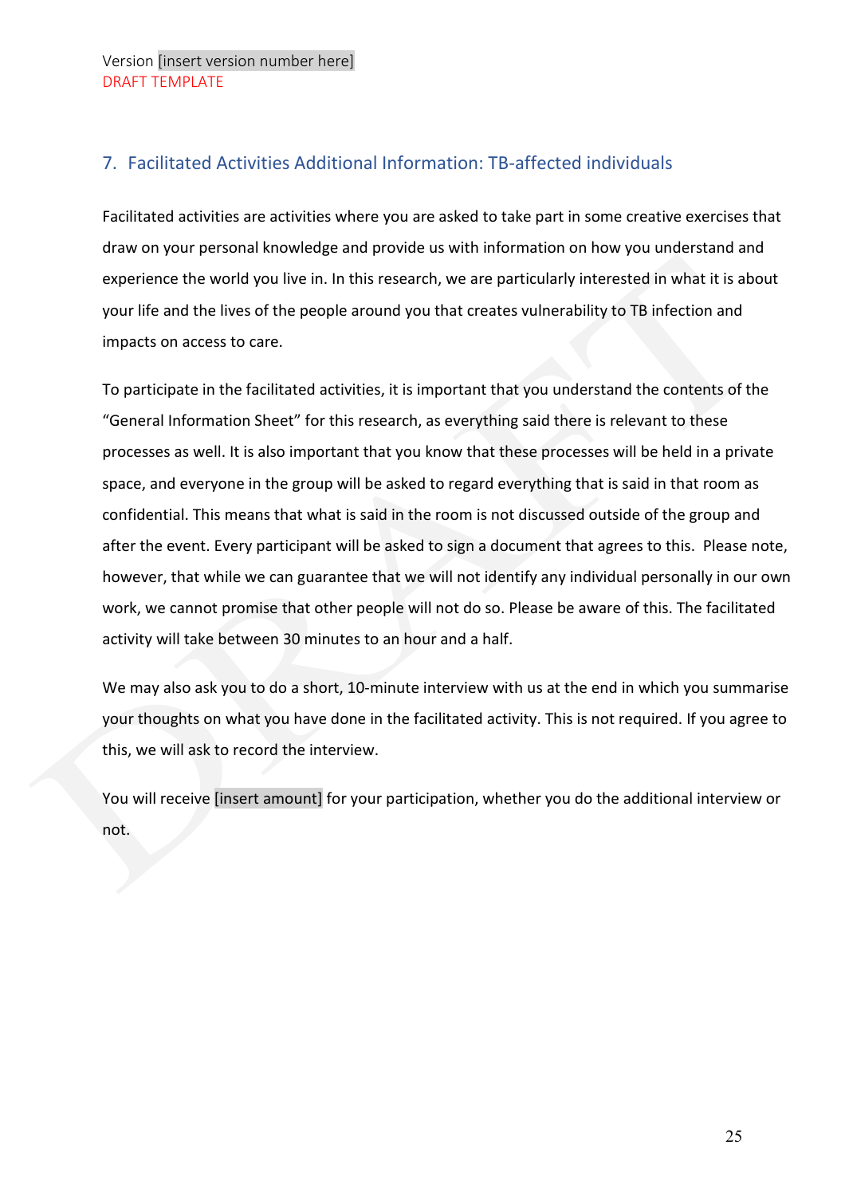Version [insert version number here]
DRAFT TEMPLATE

## 7. Facilitated Activities Additional Information: TB-affected individuals

Facilitated activities are activities where you are asked to take part in some creative exercises that draw on your personal knowledge and provide us with information on how you understand and experience the world you live in. In this research, we are particularly interested in what it is about your life and the lives of the people around you that creates vulnerability to TB infection and impacts on access to care.

To participate in the facilitated activities, it is important that you understand the contents of the "General Information Sheet" for this research, as everything said there is relevant to these processes as well. It is also important that you know that these processes will be held in a private space, and everyone in the group will be asked to regard everything that is said in that room as confidential. This means that what is said in the room is not discussed outside of the group and after the event. Every participant will be asked to sign a document that agrees to this. Please note, however, that while we can guarantee that we will not identify any individual personally in our own work, we cannot promise that other people will not do so. Please be aware of this. The facilitated activity will take between 30 minutes to an hour and a half.

We may also ask you to do a short, 10-minute interview with us at the end in which you summarise your thoughts on what you have done in the facilitated activity. This is not required. If you agree to this, we will ask to record the interview.

You will receive [insert amount] for your participation, whether you do the additional interview or not.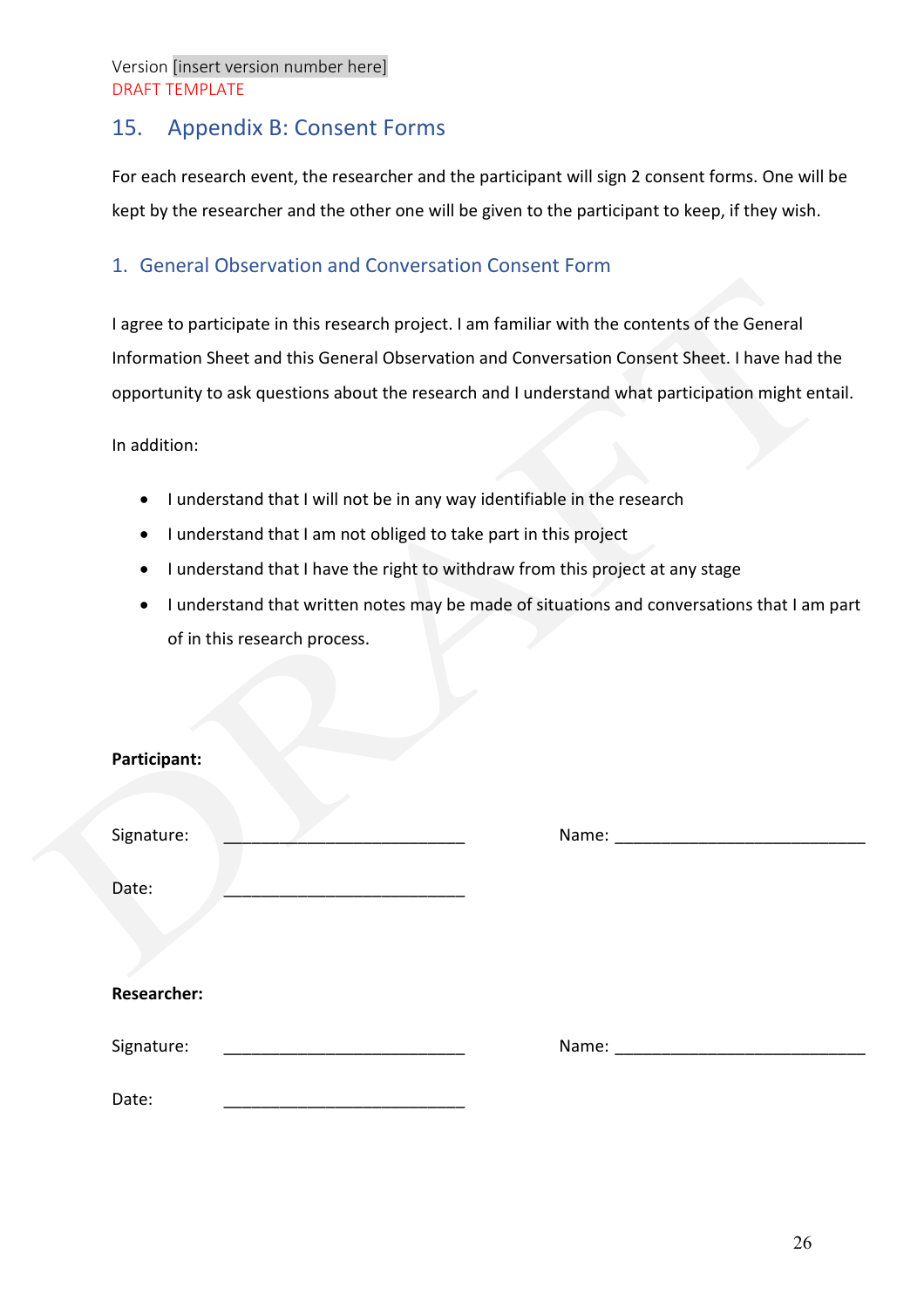Version [insert version number here]
DRAFT TEMPLATE

## 15. Appendix B: Consent Forms

For each research event, the researcher and the participant will sign 2 consent forms. One will be kept by the researcher and the other one will be given to the participant to keep, if they wish.

### 1. General Observation and Conversation Consent Form

I agree to participate in this research project. I am familiar with the contents of the General Information Sheet and this General Observation and Conversation Consent Sheet. I have had the opportunity to ask questions about the research and I understand what participation might entail.

In addition:

- I understand that I will not be in any way identifiable in the research
- I understand that I am not obliged to take part in this project
- I understand that I have the right to withdraw from this project at any stage
- I understand that written notes may be made of situations and conversations that I am part of in this research process.

**Participant:**

Signature: ___________________________ Name: ____________________________

Date: ___________________________

**Researcher:**

Signature: ___________________________ Name: ____________________________

Date: ___________________________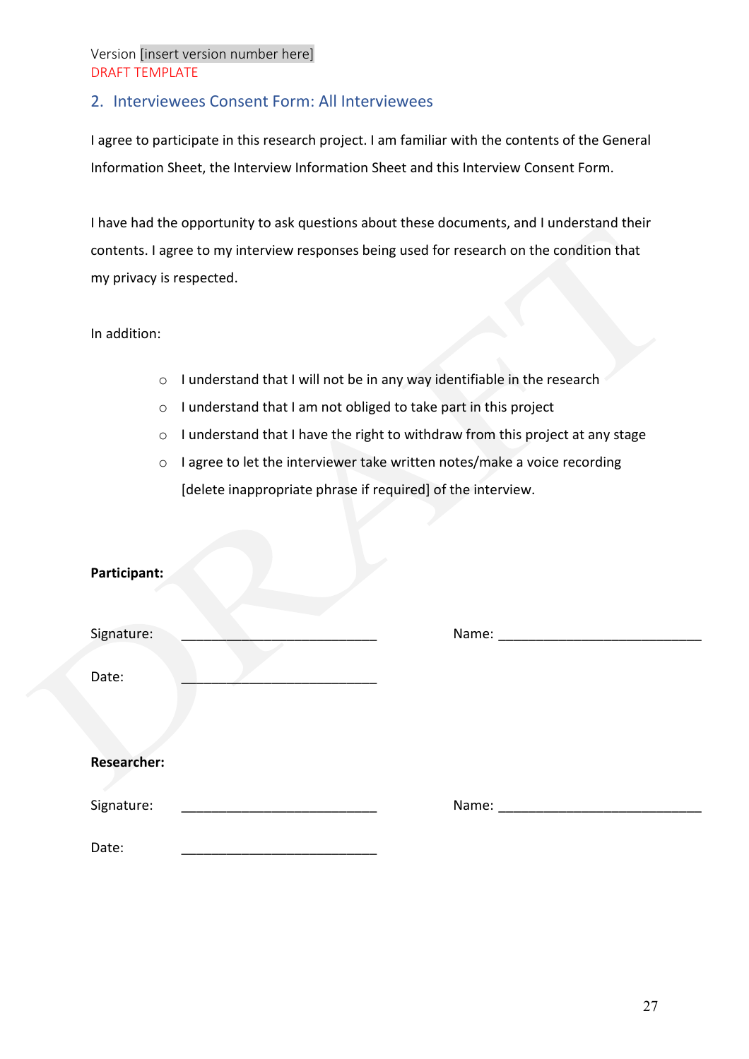Version [insert version number here]
DRAFT TEMPLATE

## 2. Interviewees Consent Form: All Interviewees

I agree to participate in this research project. I am familiar with the contents of the General Information Sheet, the Interview Information Sheet and this Interview Consent Form.

I have had the opportunity to ask questions about these documents, and I understand their contents. I agree to my interview responses being used for research on the condition that my privacy is respected.

In addition:

- I understand that I will not be in any way identifiable in the research
- I understand that I am not obliged to take part in this project
- I understand that I have the right to withdraw from this project at any stage
- I agree to let the interviewer take written notes/make a voice recording [delete inappropriate phrase if required] of the interview.

**Participant:**

Signature: ___________________________ Name: ____________________________

Date: ___________________________

**Researcher:**

Signature: ___________________________ Name: ____________________________

Date: ___________________________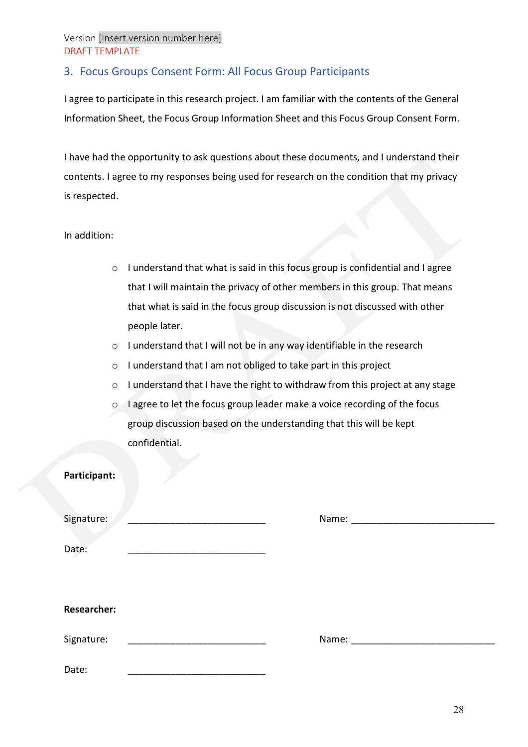Version [insert version number here]
DRAFT TEMPLATE

## 3. Focus Groups Consent Form: All Focus Group Participants

I agree to participate in this research project. I am familiar with the contents of the General Information Sheet, the Focus Group Information Sheet and this Focus Group Consent Form.

I have had the opportunity to ask questions about these documents, and I understand their contents. I agree to my responses being used for research on the condition that my privacy is respected.

In addition:

- I understand that what is said in this focus group is confidential and I agree that I will maintain the privacy of other members in this group. That means that what is said in the focus group discussion is not discussed with other people later.
- I understand that I will not be in any way identifiable in the research
- I understand that I am not obliged to take part in this project
- I understand that I have the right to withdraw from this project at any stage
- I agree to let the focus group leader make a voice recording of the focus group discussion based on the understanding that this will be kept confidential.

**Participant:**

Signature: ___________________________ Name: ____________________________

Date: ___________________________

**Researcher:**

Signature: ___________________________ Name: ____________________________

Date: ___________________________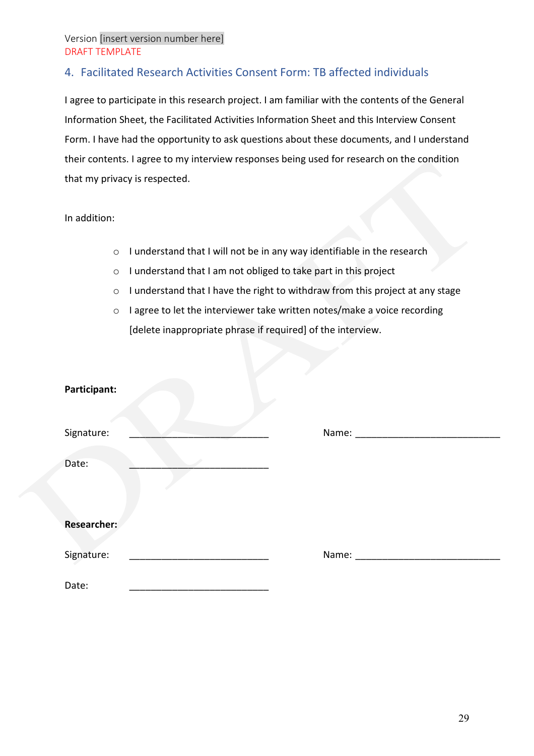Version [insert version number here]

DRAFT TEMPLATE

## 4. Facilitated Research Activities Consent Form: TB affected individuals

I agree to participate in this research project. I am familiar with the contents of the General Information Sheet, the Facilitated Activities Information Sheet and this Interview Consent Form. I have had the opportunity to ask questions about these documents, and I understand their contents. I agree to my interview responses being used for research on the condition that my privacy is respected.

In addition:

- I understand that I will not be in any way identifiable in the research
- I understand that I am not obliged to take part in this project
- I understand that I have the right to withdraw from this project at any stage
- I agree to let the interviewer take written notes/make a voice recording [delete inappropriate phrase if required] of the interview.

**Participant:**

Signature: ___________________________ Name: ____________________________

Date: ___________________________

**Researcher:**

Signature: ___________________________ Name: ____________________________

Date: ___________________________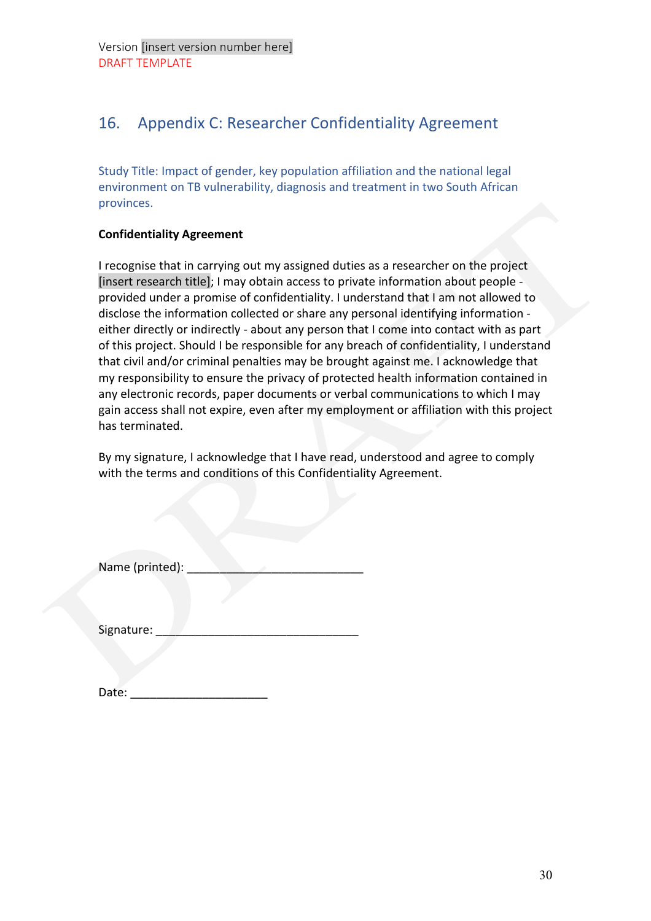Version [insert version number here]
DRAFT TEMPLATE

## 16. Appendix C: Researcher Confidentiality Agreement

Study Title: Impact of gender, key population affiliation and the national legal environment on TB vulnerability, diagnosis and treatment in two South African provinces.

**Confidentiality Agreement**

I recognise that in carrying out my assigned duties as a researcher on the project [insert research title]; I may obtain access to private information about people - provided under a promise of confidentiality. I understand that I am not allowed to disclose the information collected or share any personal identifying information - either directly or indirectly - about any person that I come into contact with as part of this project. Should I be responsible for any breach of confidentiality, I understand that civil and/or criminal penalties may be brought against me. I acknowledge that my responsibility to ensure the privacy of protected health information contained in any electronic records, paper documents or verbal communications to which I may gain access shall not expire, even after my employment or affiliation with this project has terminated.

By my signature, I acknowledge that I have read, understood and agree to comply with the terms and conditions of this Confidentiality Agreement.

Name (printed): ___________________________

Signature: _______________________________

Date: _____________________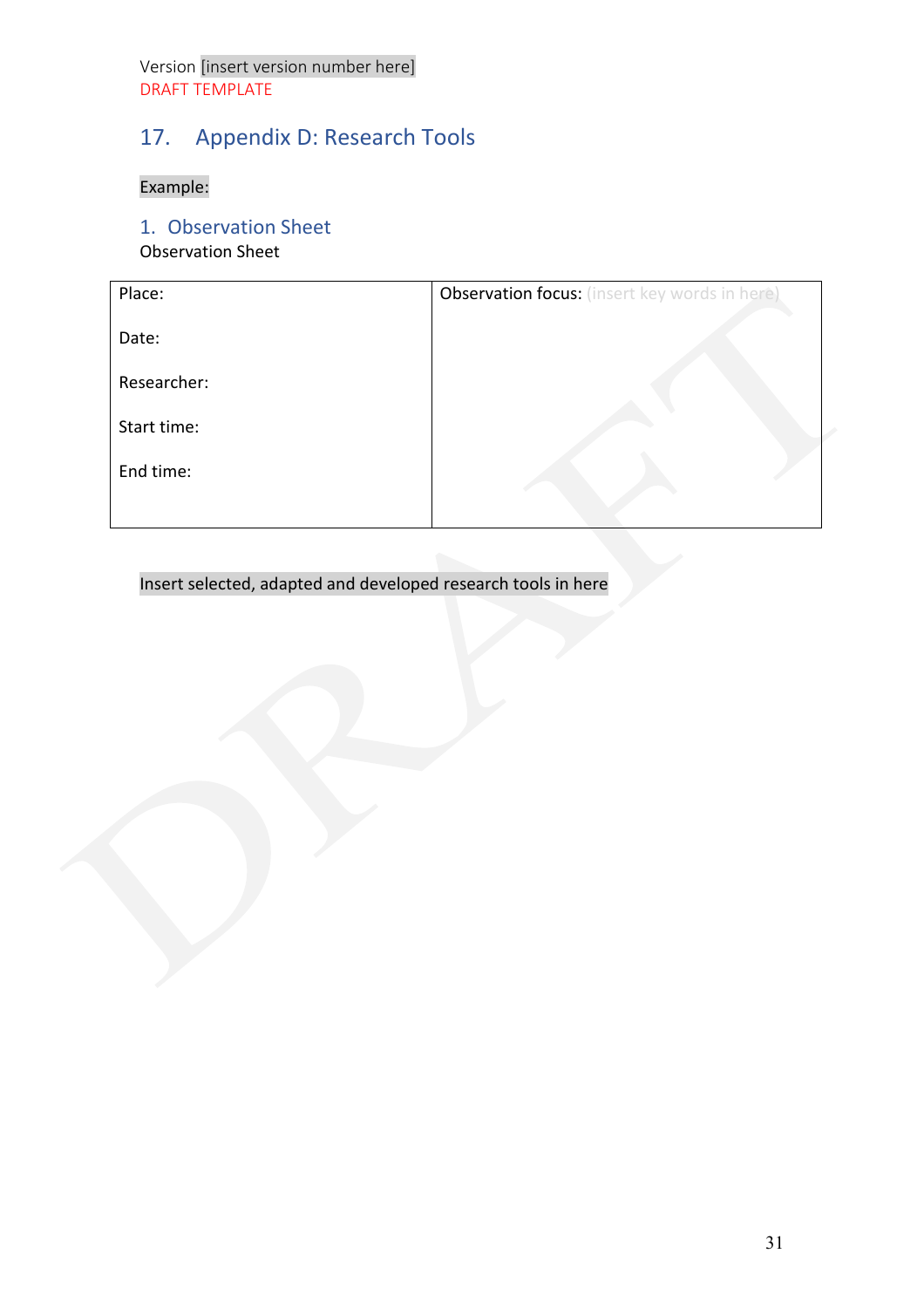Version [insert version number here]
DRAFT TEMPLATE

## 17. Appendix D: Research Tools

Example:

### 1. Observation Sheet

Observation Sheet

| | |
|---|---|
| Place:<br><br>Date:<br><br>Researcher:<br><br>Start time:<br><br>End time: | **Observation focus:** (insert key words in here) |

Insert selected, adapted and developed research tools in here